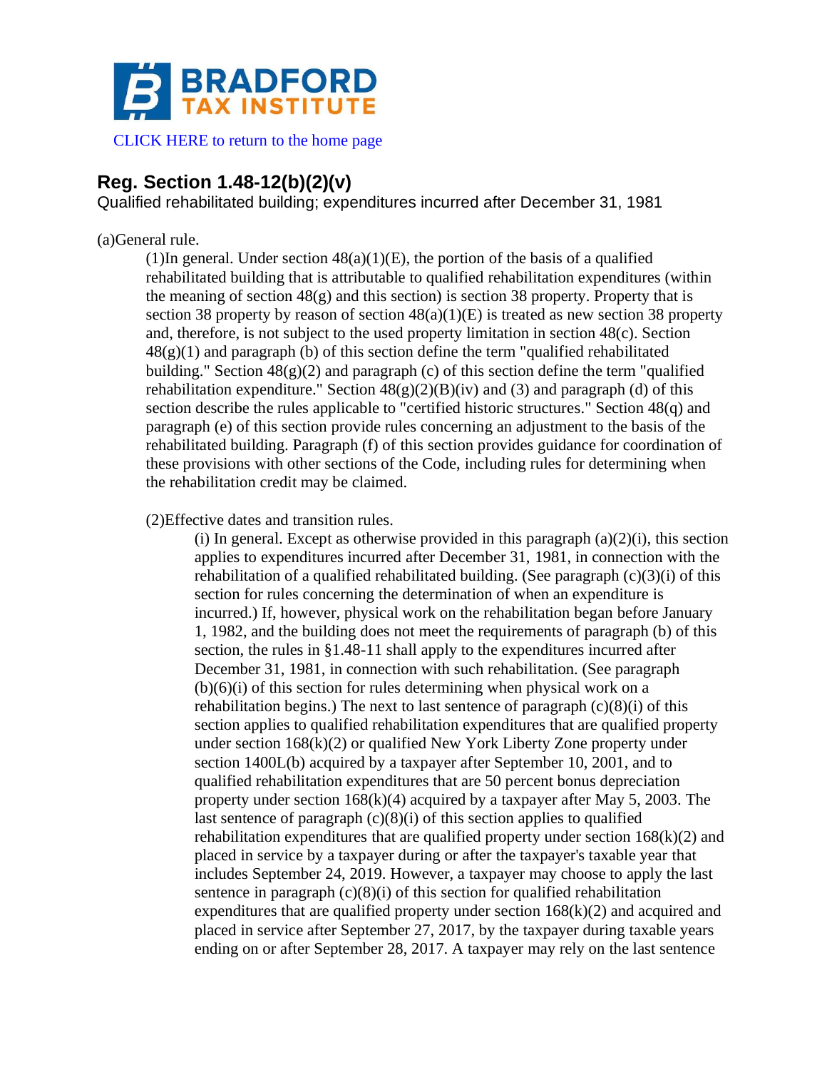BRADFORD TAX INSTITUTE

CLICK HERE to return to the home page

## Reg. Section 1.48-12(b)(2)(v)

Qualified rehabilitated building; expenditures incurred after December 31, 1981

(a)General rule.

(1)In general. Under section 48(a)(1)(E), the portion of the basis of a qualified rehabilitated building that is attributable to qualified rehabilitation expenditures (within the meaning of section 48(g) and this section) is section 38 property. Property that is section 38 property by reason of section 48(a)(1)(E) is treated as new section 38 property and, therefore, is not subject to the used property limitation in section 48(c). Section 48(g)(1) and paragraph (b) of this section define the term "qualified rehabilitated building." Section 48(g)(2) and paragraph (c) of this section define the term "qualified rehabilitation expenditure." Section 48(g)(2)(B)(iv) and (3) and paragraph (d) of this section describe the rules applicable to "certified historic structures." Section 48(q) and paragraph (e) of this section provide rules concerning an adjustment to the basis of the rehabilitated building. Paragraph (f) of this section provides guidance for coordination of these provisions with other sections of the Code, including rules for determining when the rehabilitation credit may be claimed.

(2)Effective dates and transition rules.

(i) In general. Except as otherwise provided in this paragraph (a)(2)(i), this section applies to expenditures incurred after December 31, 1981, in connection with the rehabilitation of a qualified rehabilitated building. (See paragraph (c)(3)(i) of this section for rules concerning the determination of when an expenditure is incurred.) If, however, physical work on the rehabilitation began before January 1, 1982, and the building does not meet the requirements of paragraph (b) of this section, the rules in §1.48-11 shall apply to the expenditures incurred after December 31, 1981, in connection with such rehabilitation. (See paragraph (b)(6)(i) of this section for rules determining when physical work on a rehabilitation begins.) The next to last sentence of paragraph (c)(8)(i) of this section applies to qualified rehabilitation expenditures that are qualified property under section 168(k)(2) or qualified New York Liberty Zone property under section 1400L(b) acquired by a taxpayer after September 10, 2001, and to qualified rehabilitation expenditures that are 50 percent bonus depreciation property under section 168(k)(4) acquired by a taxpayer after May 5, 2003. The last sentence of paragraph (c)(8)(i) of this section applies to qualified rehabilitation expenditures that are qualified property under section 168(k)(2) and placed in service by a taxpayer during or after the taxpayer's taxable year that includes September 24, 2019. However, a taxpayer may choose to apply the last sentence in paragraph (c)(8)(i) of this section for qualified rehabilitation expenditures that are qualified property under section 168(k)(2) and acquired and placed in service after September 27, 2017, by the taxpayer during taxable years ending on or after September 28, 2017. A taxpayer may rely on the last sentence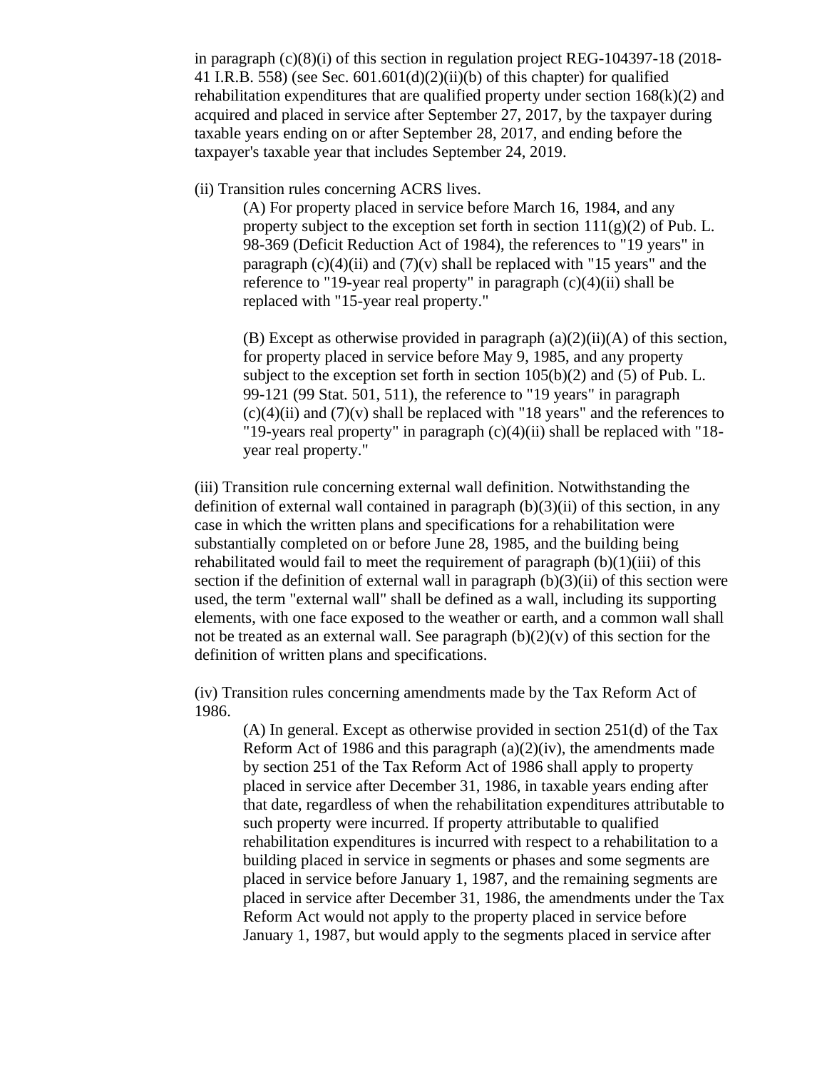in paragraph (c)(8)(i) of this section in regulation project REG-104397-18 (2018-41 I.R.B. 558) (see Sec. 601.601(d)(2)(ii)(b) of this chapter) for qualified rehabilitation expenditures that are qualified property under section 168(k)(2) and acquired and placed in service after September 27, 2017, by the taxpayer during taxable years ending on or after September 28, 2017, and ending before the taxpayer's taxable year that includes September 24, 2019.

(ii) Transition rules concerning ACRS lives.

(A) For property placed in service before March 16, 1984, and any property subject to the exception set forth in section 111(g)(2) of Pub. L. 98-369 (Deficit Reduction Act of 1984), the references to "19 years" in paragraph (c)(4)(ii) and (7)(v) shall be replaced with "15 years" and the reference to "19-year real property" in paragraph (c)(4)(ii) shall be replaced with "15-year real property."

(B) Except as otherwise provided in paragraph (a)(2)(ii)(A) of this section, for property placed in service before May 9, 1985, and any property subject to the exception set forth in section 105(b)(2) and (5) of Pub. L. 99-121 (99 Stat. 501, 511), the reference to "19 years" in paragraph (c)(4)(ii) and (7)(v) shall be replaced with "18 years" and the references to "19-years real property" in paragraph (c)(4)(ii) shall be replaced with "18-year real property."

(iii) Transition rule concerning external wall definition. Notwithstanding the definition of external wall contained in paragraph (b)(3)(ii) of this section, in any case in which the written plans and specifications for a rehabilitation were substantially completed on or before June 28, 1985, and the building being rehabilitated would fail to meet the requirement of paragraph (b)(1)(iii) of this section if the definition of external wall in paragraph (b)(3)(ii) of this section were used, the term "external wall" shall be defined as a wall, including its supporting elements, with one face exposed to the weather or earth, and a common wall shall not be treated as an external wall. See paragraph (b)(2)(v) of this section for the definition of written plans and specifications.

(iv) Transition rules concerning amendments made by the Tax Reform Act of 1986.

(A) In general. Except as otherwise provided in section 251(d) of the Tax Reform Act of 1986 and this paragraph (a)(2)(iv), the amendments made by section 251 of the Tax Reform Act of 1986 shall apply to property placed in service after December 31, 1986, in taxable years ending after that date, regardless of when the rehabilitation expenditures attributable to such property were incurred. If property attributable to qualified rehabilitation expenditures is incurred with respect to a rehabilitation to a building placed in service in segments or phases and some segments are placed in service before January 1, 1987, and the remaining segments are placed in service after December 31, 1986, the amendments under the Tax Reform Act would not apply to the property placed in service before January 1, 1987, but would apply to the segments placed in service after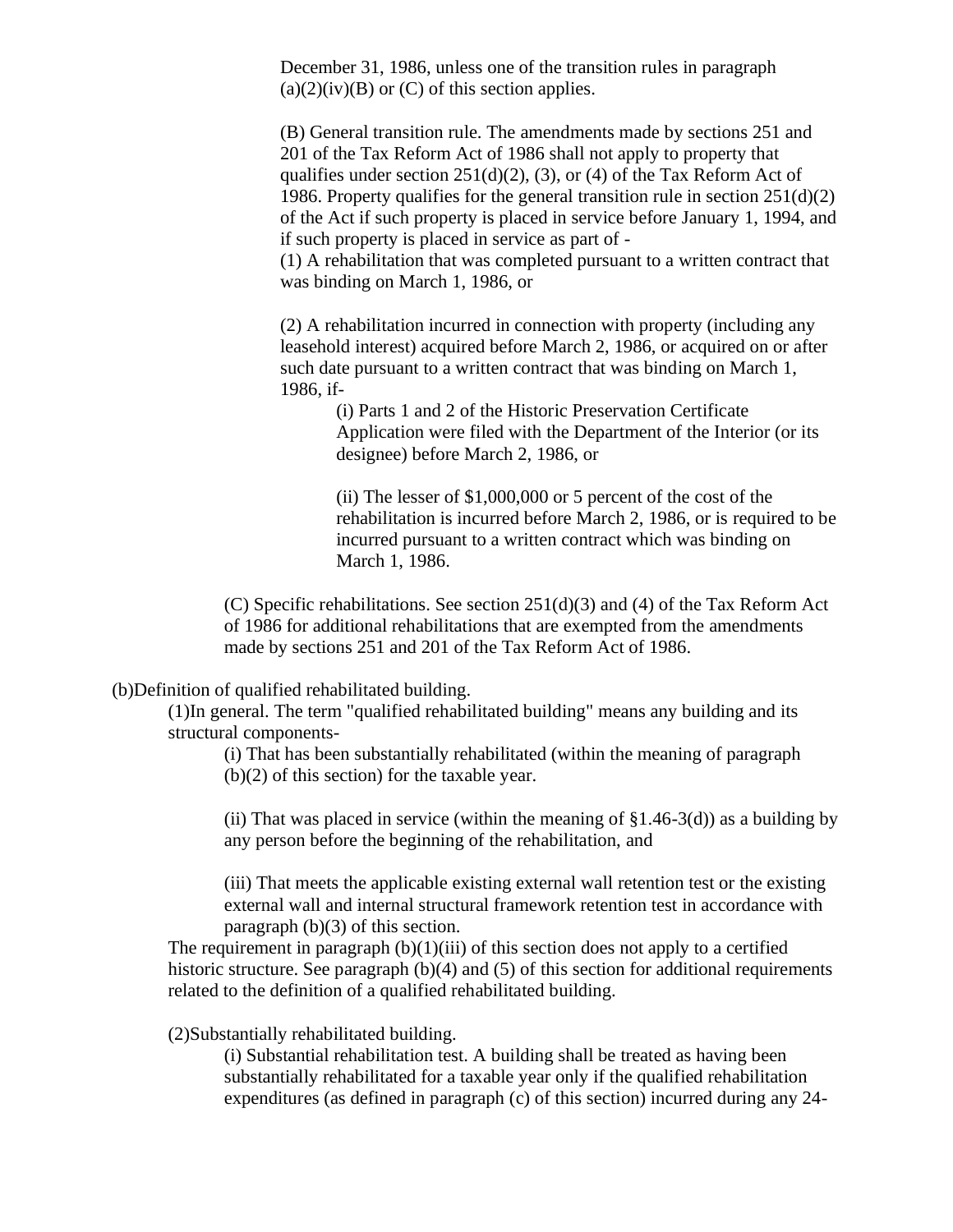December 31, 1986, unless one of the transition rules in paragraph (a)(2)(iv)(B) or (C) of this section applies.

(B) General transition rule. The amendments made by sections 251 and 201 of the Tax Reform Act of 1986 shall not apply to property that qualifies under section 251(d)(2), (3), or (4) of the Tax Reform Act of 1986. Property qualifies for the general transition rule in section 251(d)(2) of the Act if such property is placed in service before January 1, 1994, and if such property is placed in service as part of -

(1) A rehabilitation that was completed pursuant to a written contract that was binding on March 1, 1986, or

(2) A rehabilitation incurred in connection with property (including any leasehold interest) acquired before March 2, 1986, or acquired on or after such date pursuant to a written contract that was binding on March 1, 1986, if-

(i) Parts 1 and 2 of the Historic Preservation Certificate Application were filed with the Department of the Interior (or its designee) before March 2, 1986, or

(ii) The lesser of $1,000,000 or 5 percent of the cost of the rehabilitation is incurred before March 2, 1986, or is required to be incurred pursuant to a written contract which was binding on March 1, 1986.

(C) Specific rehabilitations. See section 251(d)(3) and (4) of the Tax Reform Act of 1986 for additional rehabilitations that are exempted from the amendments made by sections 251 and 201 of the Tax Reform Act of 1986.

(b)Definition of qualified rehabilitated building.

(1)In general. The term "qualified rehabilitated building" means any building and its structural components-

(i) That has been substantially rehabilitated (within the meaning of paragraph (b)(2) of this section) for the taxable year.

(ii) That was placed in service (within the meaning of §1.46-3(d)) as a building by any person before the beginning of the rehabilitation, and

(iii) That meets the applicable existing external wall retention test or the existing external wall and internal structural framework retention test in accordance with paragraph (b)(3) of this section.

The requirement in paragraph (b)(1)(iii) of this section does not apply to a certified historic structure. See paragraph (b)(4) and (5) of this section for additional requirements related to the definition of a qualified rehabilitated building.

(2)Substantially rehabilitated building.

(i) Substantial rehabilitation test. A building shall be treated as having been substantially rehabilitated for a taxable year only if the qualified rehabilitation expenditures (as defined in paragraph (c) of this section) incurred during any 24-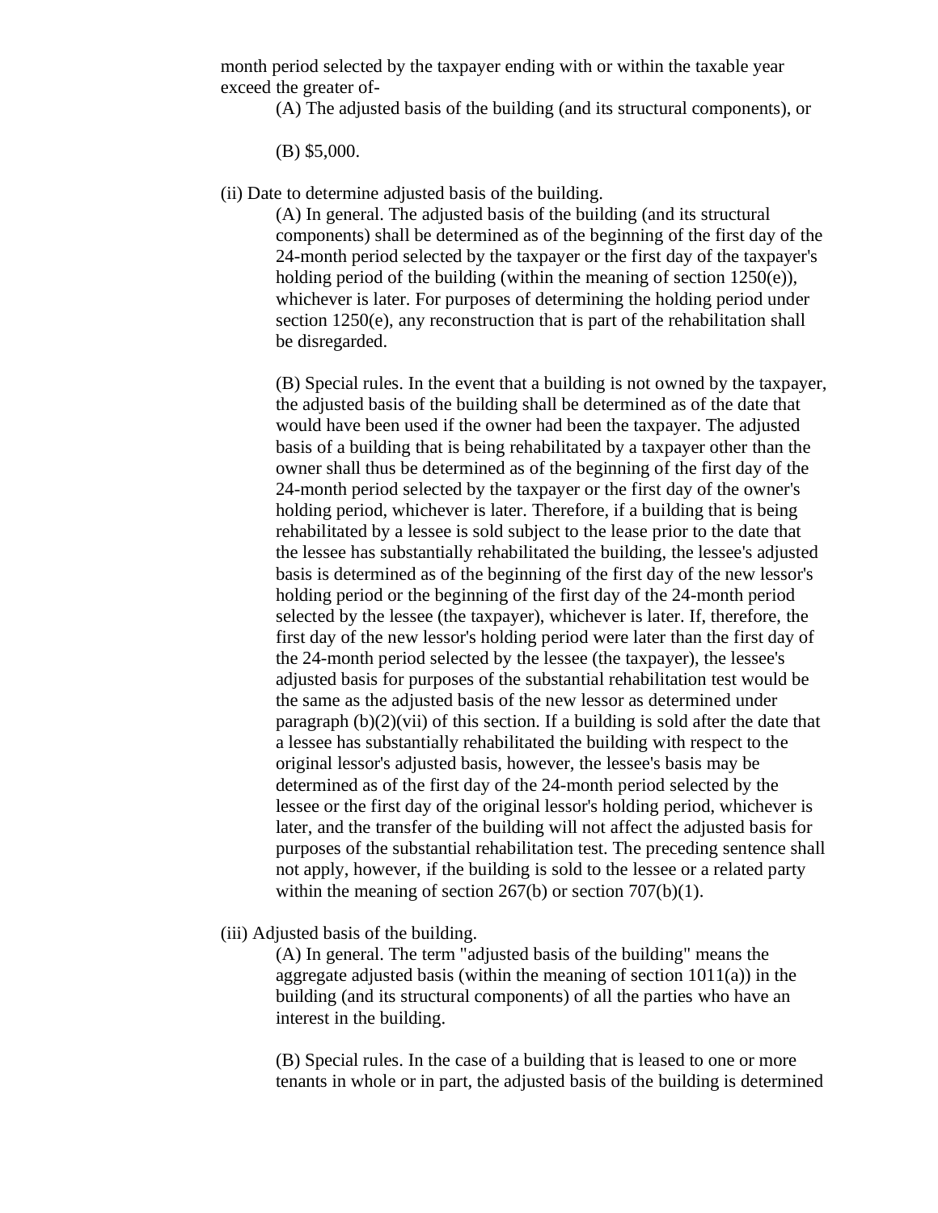month period selected by the taxpayer ending with or within the taxable year exceed the greater of-

(A) The adjusted basis of the building (and its structural components), or

(B) $5,000.

(ii) Date to determine adjusted basis of the building.

(A) In general. The adjusted basis of the building (and its structural components) shall be determined as of the beginning of the first day of the 24-month period selected by the taxpayer or the first day of the taxpayer's holding period of the building (within the meaning of section 1250(e)), whichever is later. For purposes of determining the holding period under section 1250(e), any reconstruction that is part of the rehabilitation shall be disregarded.

(B) Special rules. In the event that a building is not owned by the taxpayer, the adjusted basis of the building shall be determined as of the date that would have been used if the owner had been the taxpayer. The adjusted basis of a building that is being rehabilitated by a taxpayer other than the owner shall thus be determined as of the beginning of the first day of the 24-month period selected by the taxpayer or the first day of the owner's holding period, whichever is later. Therefore, if a building that is being rehabilitated by a lessee is sold subject to the lease prior to the date that the lessee has substantially rehabilitated the building, the lessee's adjusted basis is determined as of the beginning of the first day of the new lessor's holding period or the beginning of the first day of the 24-month period selected by the lessee (the taxpayer), whichever is later. If, therefore, the first day of the new lessor's holding period were later than the first day of the 24-month period selected by the lessee (the taxpayer), the lessee's adjusted basis for purposes of the substantial rehabilitation test would be the same as the adjusted basis of the new lessor as determined under paragraph (b)(2)(vii) of this section. If a building is sold after the date that a lessee has substantially rehabilitated the building with respect to the original lessor's adjusted basis, however, the lessee's basis may be determined as of the first day of the 24-month period selected by the lessee or the first day of the original lessor's holding period, whichever is later, and the transfer of the building will not affect the adjusted basis for purposes of the substantial rehabilitation test. The preceding sentence shall not apply, however, if the building is sold to the lessee or a related party within the meaning of section 267(b) or section 707(b)(1).

(iii) Adjusted basis of the building.

(A) In general. The term "adjusted basis of the building" means the aggregate adjusted basis (within the meaning of section 1011(a)) in the building (and its structural components) of all the parties who have an interest in the building.

(B) Special rules. In the case of a building that is leased to one or more tenants in whole or in part, the adjusted basis of the building is determined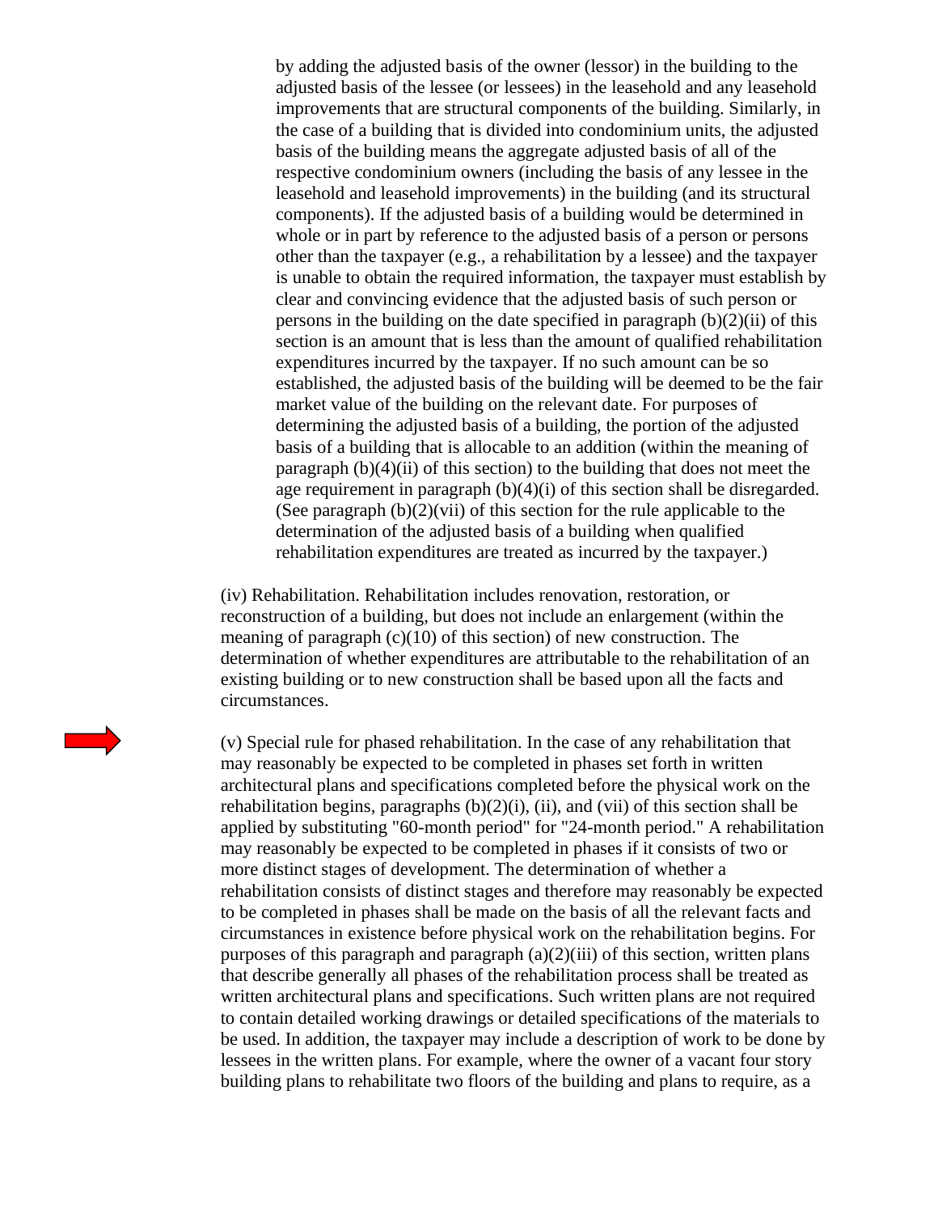by adding the adjusted basis of the owner (lessor) in the building to the adjusted basis of the lessee (or lessees) in the leasehold and any leasehold improvements that are structural components of the building. Similarly, in the case of a building that is divided into condominium units, the adjusted basis of the building means the aggregate adjusted basis of all of the respective condominium owners (including the basis of any lessee in the leasehold and leasehold improvements) in the building (and its structural components). If the adjusted basis of a building would be determined in whole or in part by reference to the adjusted basis of a person or persons other than the taxpayer (e.g., a rehabilitation by a lessee) and the taxpayer is unable to obtain the required information, the taxpayer must establish by clear and convincing evidence that the adjusted basis of such person or persons in the building on the date specified in paragraph (b)(2)(ii) of this section is an amount that is less than the amount of qualified rehabilitation expenditures incurred by the taxpayer. If no such amount can be so established, the adjusted basis of the building will be deemed to be the fair market value of the building on the relevant date. For purposes of determining the adjusted basis of a building, the portion of the adjusted basis of a building that is allocable to an addition (within the meaning of paragraph (b)(4)(ii) of this section) to the building that does not meet the age requirement in paragraph (b)(4)(i) of this section shall be disregarded. (See paragraph (b)(2)(vii) of this section for the rule applicable to the determination of the adjusted basis of a building when qualified rehabilitation expenditures are treated as incurred by the taxpayer.)

(iv) Rehabilitation. Rehabilitation includes renovation, restoration, or reconstruction of a building, but does not include an enlargement (within the meaning of paragraph (c)(10) of this section) of new construction. The determination of whether expenditures are attributable to the rehabilitation of an existing building or to new construction shall be based upon all the facts and circumstances.

(v) Special rule for phased rehabilitation. In the case of any rehabilitation that may reasonably be expected to be completed in phases set forth in written architectural plans and specifications completed before the physical work on the rehabilitation begins, paragraphs (b)(2)(i), (ii), and (vii) of this section shall be applied by substituting "60-month period" for "24-month period." A rehabilitation may reasonably be expected to be completed in phases if it consists of two or more distinct stages of development. The determination of whether a rehabilitation consists of distinct stages and therefore may reasonably be expected to be completed in phases shall be made on the basis of all the relevant facts and circumstances in existence before physical work on the rehabilitation begins. For purposes of this paragraph and paragraph (a)(2)(iii) of this section, written plans that describe generally all phases of the rehabilitation process shall be treated as written architectural plans and specifications. Such written plans are not required to contain detailed working drawings or detailed specifications of the materials to be used. In addition, the taxpayer may include a description of work to be done by lessees in the written plans. For example, where the owner of a vacant four story building plans to rehabilitate two floors of the building and plans to require, as a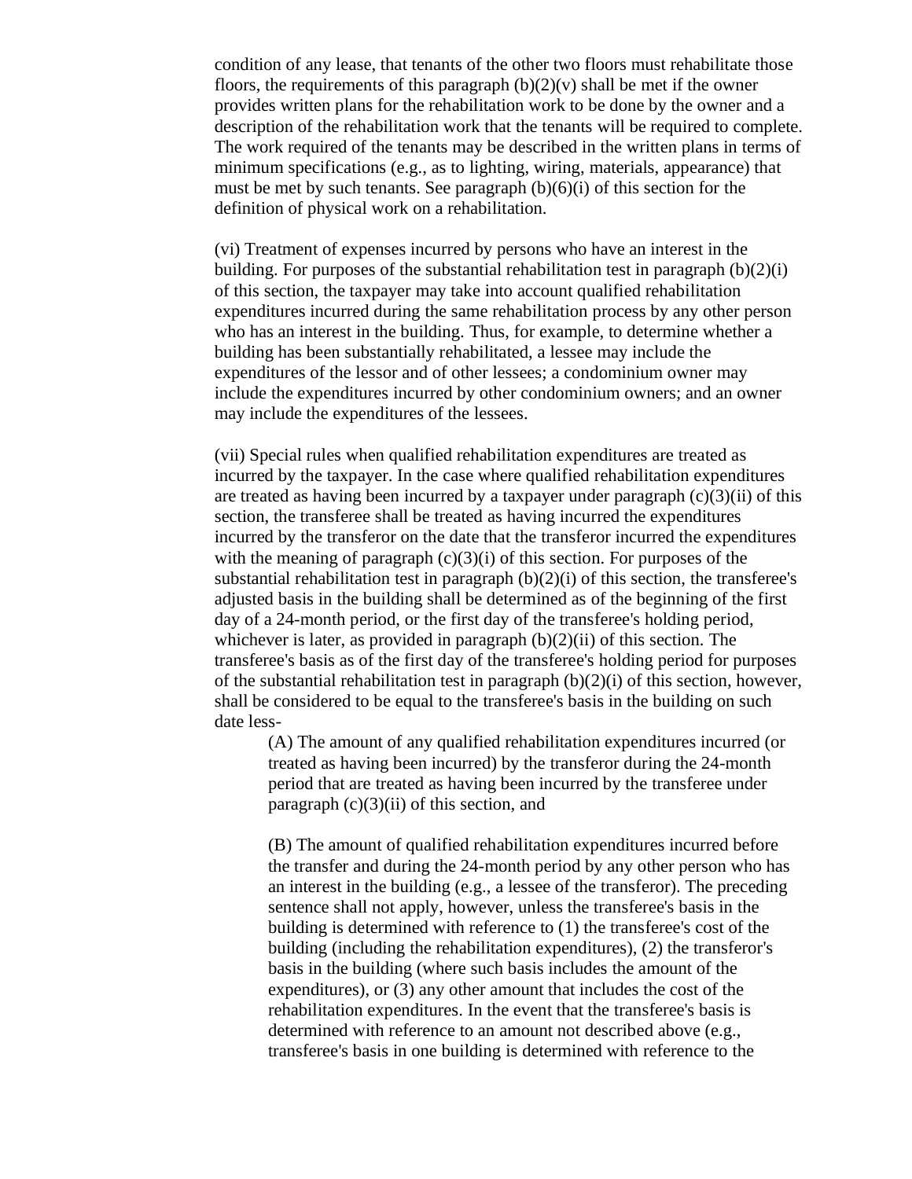condition of any lease, that tenants of the other two floors must rehabilitate those floors, the requirements of this paragraph (b)(2)(v) shall be met if the owner provides written plans for the rehabilitation work to be done by the owner and a description of the rehabilitation work that the tenants will be required to complete. The work required of the tenants may be described in the written plans in terms of minimum specifications (e.g., as to lighting, wiring, materials, appearance) that must be met by such tenants. See paragraph (b)(6)(i) of this section for the definition of physical work on a rehabilitation.

(vi) Treatment of expenses incurred by persons who have an interest in the building. For purposes of the substantial rehabilitation test in paragraph (b)(2)(i) of this section, the taxpayer may take into account qualified rehabilitation expenditures incurred during the same rehabilitation process by any other person who has an interest in the building. Thus, for example, to determine whether a building has been substantially rehabilitated, a lessee may include the expenditures of the lessor and of other lessees; a condominium owner may include the expenditures incurred by other condominium owners; and an owner may include the expenditures of the lessees.

(vii) Special rules when qualified rehabilitation expenditures are treated as incurred by the taxpayer. In the case where qualified rehabilitation expenditures are treated as having been incurred by a taxpayer under paragraph (c)(3)(ii) of this section, the transferee shall be treated as having incurred the expenditures incurred by the transferor on the date that the transferor incurred the expenditures with the meaning of paragraph (c)(3)(i) of this section. For purposes of the substantial rehabilitation test in paragraph (b)(2)(i) of this section, the transferee's adjusted basis in the building shall be determined as of the beginning of the first day of a 24-month period, or the first day of the transferee's holding period, whichever is later, as provided in paragraph (b)(2)(ii) of this section. The transferee's basis as of the first day of the transferee's holding period for purposes of the substantial rehabilitation test in paragraph (b)(2)(i) of this section, however, shall be considered to be equal to the transferee's basis in the building on such date less-

> (A) The amount of any qualified rehabilitation expenditures incurred (or treated as having been incurred) by the transferor during the 24-month period that are treated as having been incurred by the transferee under paragraph (c)(3)(ii) of this section, and
>
> (B) The amount of qualified rehabilitation expenditures incurred before the transfer and during the 24-month period by any other person who has an interest in the building (e.g., a lessee of the transferor). The preceding sentence shall not apply, however, unless the transferee's basis in the building is determined with reference to (1) the transferee's cost of the building (including the rehabilitation expenditures), (2) the transferor's basis in the building (where such basis includes the amount of the expenditures), or (3) any other amount that includes the cost of the rehabilitation expenditures. In the event that the transferee's basis is determined with reference to an amount not described above (e.g., transferee's basis in one building is determined with reference to the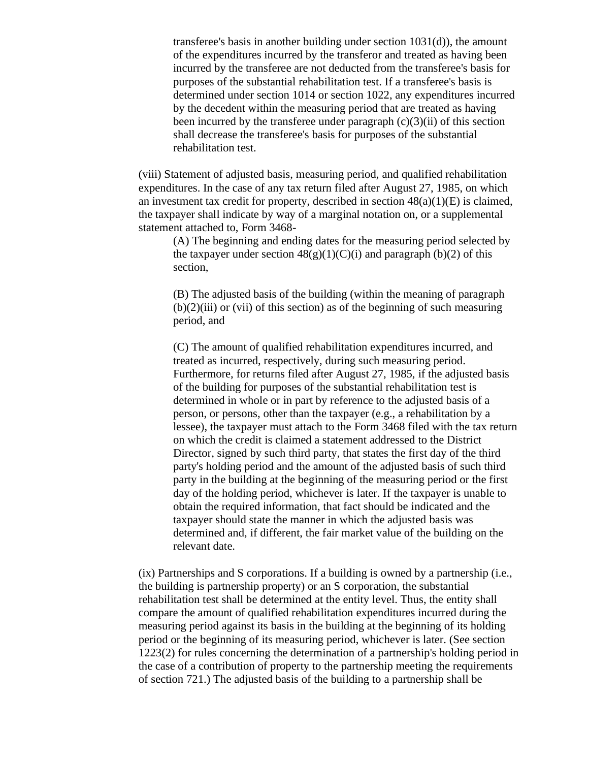transferee's basis in another building under section 1031(d)), the amount of the expenditures incurred by the transferor and treated as having been incurred by the transferee are not deducted from the transferee's basis for purposes of the substantial rehabilitation test. If a transferee's basis is determined under section 1014 or section 1022, any expenditures incurred by the decedent within the measuring period that are treated as having been incurred by the transferee under paragraph (c)(3)(ii) of this section shall decrease the transferee's basis for purposes of the substantial rehabilitation test.

(viii) Statement of adjusted basis, measuring period, and qualified rehabilitation expenditures. In the case of any tax return filed after August 27, 1985, on which an investment tax credit for property, described in section 48(a)(1)(E) is claimed, the taxpayer shall indicate by way of a marginal notation on, or a supplemental statement attached to, Form 3468-

(A) The beginning and ending dates for the measuring period selected by the taxpayer under section 48(g)(1)(C)(i) and paragraph (b)(2) of this section,

(B) The adjusted basis of the building (within the meaning of paragraph (b)(2)(iii) or (vii) of this section) as of the beginning of such measuring period, and

(C) The amount of qualified rehabilitation expenditures incurred, and treated as incurred, respectively, during such measuring period. Furthermore, for returns filed after August 27, 1985, if the adjusted basis of the building for purposes of the substantial rehabilitation test is determined in whole or in part by reference to the adjusted basis of a person, or persons, other than the taxpayer (e.g., a rehabilitation by a lessee), the taxpayer must attach to the Form 3468 filed with the tax return on which the credit is claimed a statement addressed to the District Director, signed by such third party, that states the first day of the third party's holding period and the amount of the adjusted basis of such third party in the building at the beginning of the measuring period or the first day of the holding period, whichever is later. If the taxpayer is unable to obtain the required information, that fact should be indicated and the taxpayer should state the manner in which the adjusted basis was determined and, if different, the fair market value of the building on the relevant date.

(ix) Partnerships and S corporations. If a building is owned by a partnership (i.e., the building is partnership property) or an S corporation, the substantial rehabilitation test shall be determined at the entity level. Thus, the entity shall compare the amount of qualified rehabilitation expenditures incurred during the measuring period against its basis in the building at the beginning of its holding period or the beginning of its measuring period, whichever is later. (See section 1223(2) for rules concerning the determination of a partnership's holding period in the case of a contribution of property to the partnership meeting the requirements of section 721.) The adjusted basis of the building to a partnership shall be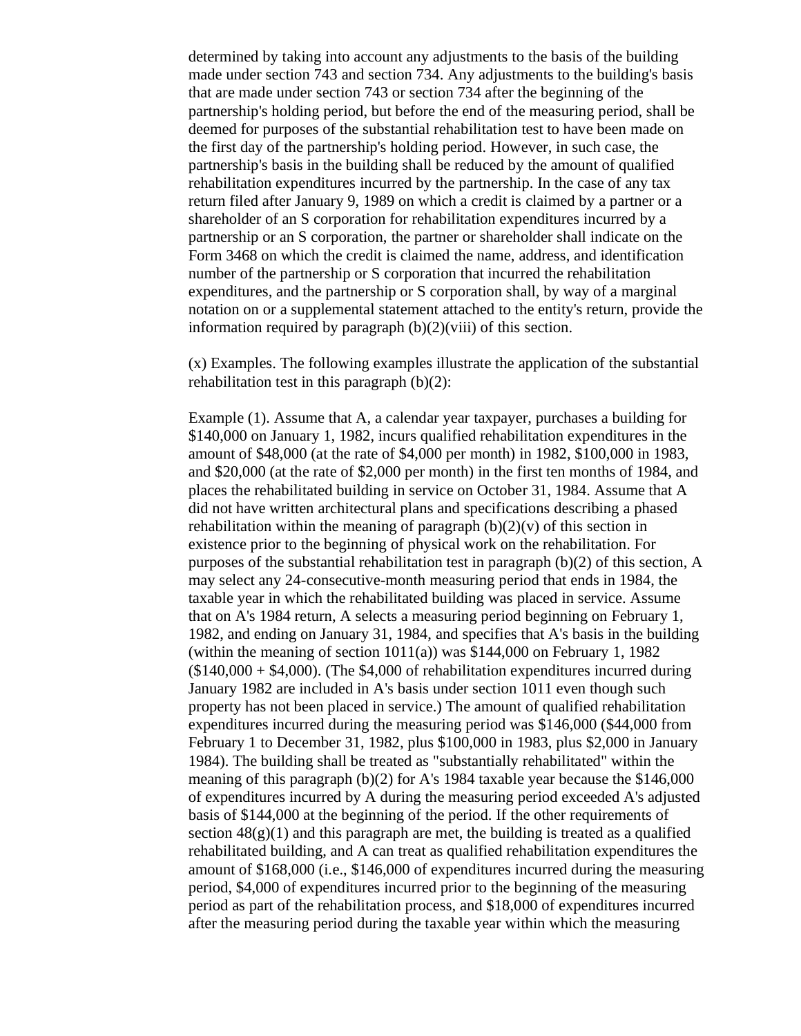determined by taking into account any adjustments to the basis of the building made under section 743 and section 734. Any adjustments to the building's basis that are made under section 743 or section 734 after the beginning of the partnership's holding period, but before the end of the measuring period, shall be deemed for purposes of the substantial rehabilitation test to have been made on the first day of the partnership's holding period. However, in such case, the partnership's basis in the building shall be reduced by the amount of qualified rehabilitation expenditures incurred by the partnership. In the case of any tax return filed after January 9, 1989 on which a credit is claimed by a partner or a shareholder of an S corporation for rehabilitation expenditures incurred by a partnership or an S corporation, the partner or shareholder shall indicate on the Form 3468 on which the credit is claimed the name, address, and identification number of the partnership or S corporation that incurred the rehabilitation expenditures, and the partnership or S corporation shall, by way of a marginal notation on or a supplemental statement attached to the entity's return, provide the information required by paragraph (b)(2)(viii) of this section.

(x) Examples. The following examples illustrate the application of the substantial rehabilitation test in this paragraph (b)(2):

Example (1). Assume that A, a calendar year taxpayer, purchases a building for \$140,000 on January 1, 1982, incurs qualified rehabilitation expenditures in the amount of \$48,000 (at the rate of \$4,000 per month) in 1982, \$100,000 in 1983, and \$20,000 (at the rate of \$2,000 per month) in the first ten months of 1984, and places the rehabilitated building in service on October 31, 1984. Assume that A did not have written architectural plans and specifications describing a phased rehabilitation within the meaning of paragraph (b)(2)(v) of this section in existence prior to the beginning of physical work on the rehabilitation. For purposes of the substantial rehabilitation test in paragraph (b)(2) of this section, A may select any 24-consecutive-month measuring period that ends in 1984, the taxable year in which the rehabilitated building was placed in service. Assume that on A's 1984 return, A selects a measuring period beginning on February 1, 1982, and ending on January 31, 1984, and specifies that A's basis in the building (within the meaning of section 1011(a)) was \$144,000 on February 1, 1982 (\$140,000 + \$4,000). (The \$4,000 of rehabilitation expenditures incurred during January 1982 are included in A's basis under section 1011 even though such property has not been placed in service.) The amount of qualified rehabilitation expenditures incurred during the measuring period was \$146,000 (\$44,000 from February 1 to December 31, 1982, plus \$100,000 in 1983, plus \$2,000 in January 1984). The building shall be treated as "substantially rehabilitated" within the meaning of this paragraph (b)(2) for A's 1984 taxable year because the \$146,000 of expenditures incurred by A during the measuring period exceeded A's adjusted basis of \$144,000 at the beginning of the period. If the other requirements of section 48(g)(1) and this paragraph are met, the building is treated as a qualified rehabilitated building, and A can treat as qualified rehabilitation expenditures the amount of \$168,000 (i.e., \$146,000 of expenditures incurred during the measuring period, \$4,000 of expenditures incurred prior to the beginning of the measuring period as part of the rehabilitation process, and \$18,000 of expenditures incurred after the measuring period during the taxable year within which the measuring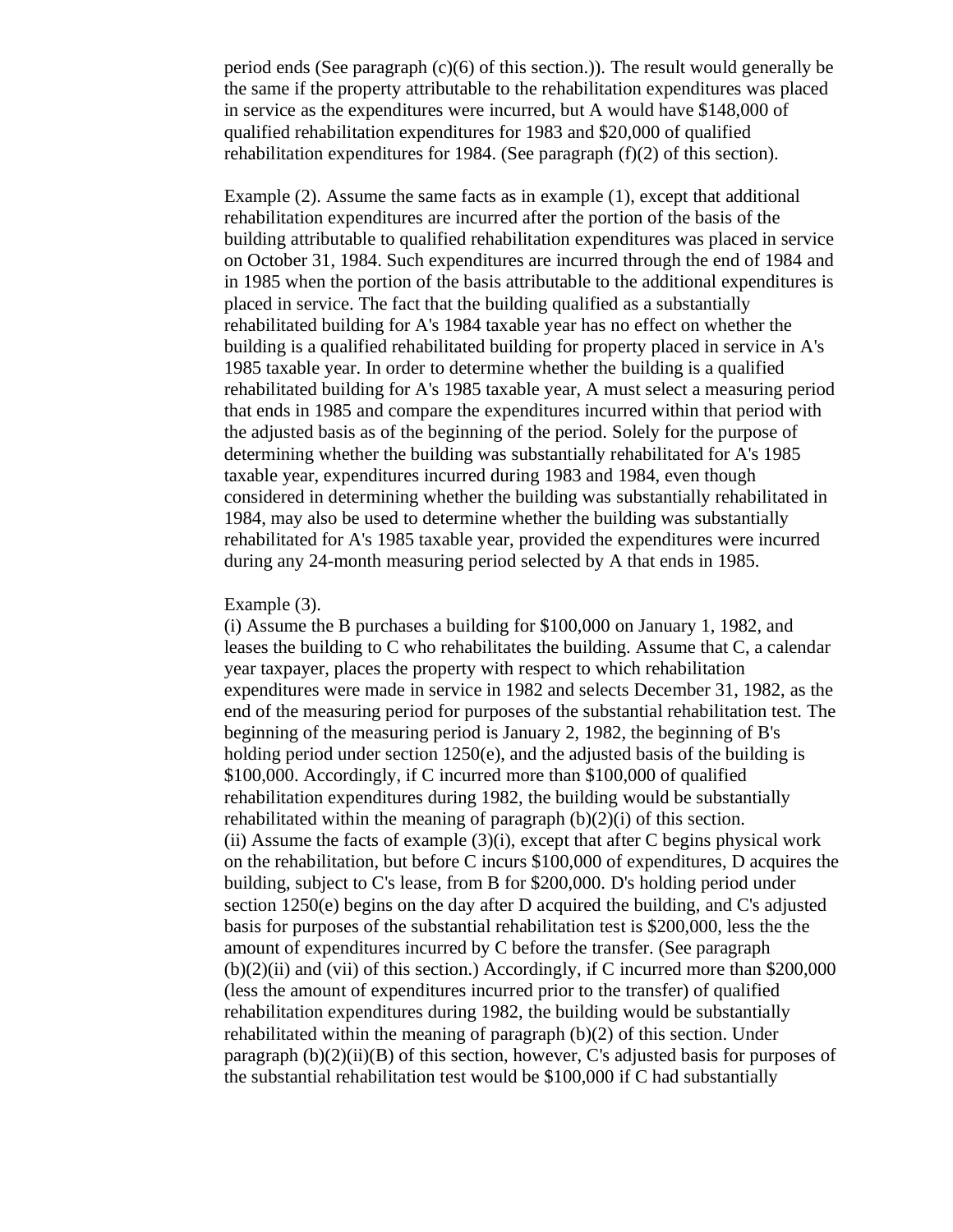period ends (See paragraph (c)(6) of this section.)). The result would generally be the same if the property attributable to the rehabilitation expenditures was placed in service as the expenditures were incurred, but A would have $148,000 of qualified rehabilitation expenditures for 1983 and $20,000 of qualified rehabilitation expenditures for 1984. (See paragraph (f)(2) of this section).

Example (2). Assume the same facts as in example (1), except that additional rehabilitation expenditures are incurred after the portion of the basis of the building attributable to qualified rehabilitation expenditures was placed in service on October 31, 1984. Such expenditures are incurred through the end of 1984 and in 1985 when the portion of the basis attributable to the additional expenditures is placed in service. The fact that the building qualified as a substantially rehabilitated building for A's 1984 taxable year has no effect on whether the building is a qualified rehabilitated building for property placed in service in A's 1985 taxable year. In order to determine whether the building is a qualified rehabilitated building for A's 1985 taxable year, A must select a measuring period that ends in 1985 and compare the expenditures incurred within that period with the adjusted basis as of the beginning of the period. Solely for the purpose of determining whether the building was substantially rehabilitated for A's 1985 taxable year, expenditures incurred during 1983 and 1984, even though considered in determining whether the building was substantially rehabilitated in 1984, may also be used to determine whether the building was substantially rehabilitated for A's 1985 taxable year, provided the expenditures were incurred during any 24-month measuring period selected by A that ends in 1985.

Example (3).
(i) Assume the B purchases a building for $100,000 on January 1, 1982, and leases the building to C who rehabilitates the building. Assume that C, a calendar year taxpayer, places the property with respect to which rehabilitation expenditures were made in service in 1982 and selects December 31, 1982, as the end of the measuring period for purposes of the substantial rehabilitation test. The beginning of the measuring period is January 2, 1982, the beginning of B's holding period under section 1250(e), and the adjusted basis of the building is $100,000. Accordingly, if C incurred more than $100,000 of qualified rehabilitation expenditures during 1982, the building would be substantially rehabilitated within the meaning of paragraph (b)(2)(i) of this section.
(ii) Assume the facts of example (3)(i), except that after C begins physical work on the rehabilitation, but before C incurs $100,000 of expenditures, D acquires the building, subject to C's lease, from B for $200,000. D's holding period under section 1250(e) begins on the day after D acquired the building, and C's adjusted basis for purposes of the substantial rehabilitation test is $200,000, less the the amount of expenditures incurred by C before the transfer. (See paragraph (b)(2)(ii) and (vii) of this section.) Accordingly, if C incurred more than $200,000 (less the amount of expenditures incurred prior to the transfer) of qualified rehabilitation expenditures during 1982, the building would be substantially rehabilitated within the meaning of paragraph (b)(2) of this section. Under paragraph (b)(2)(ii)(B) of this section, however, C's adjusted basis for purposes of the substantial rehabilitation test would be $100,000 if C had substantially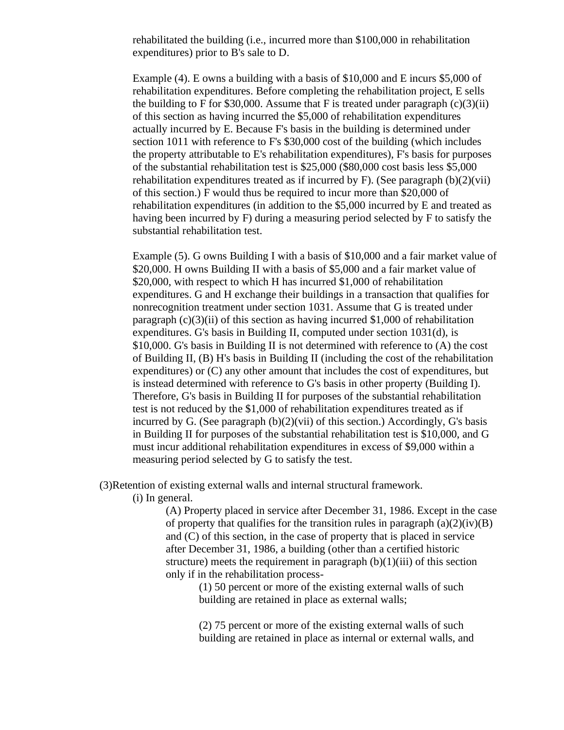rehabilitated the building (i.e., incurred more than $100,000 in rehabilitation expenditures) prior to B's sale to D.

Example (4). E owns a building with a basis of $10,000 and E incurs $5,000 of rehabilitation expenditures. Before completing the rehabilitation project, E sells the building to F for $30,000. Assume that F is treated under paragraph (c)(3)(ii) of this section as having incurred the $5,000 of rehabilitation expenditures actually incurred by E. Because F's basis in the building is determined under section 1011 with reference to F's $30,000 cost of the building (which includes the property attributable to E's rehabilitation expenditures), F's basis for purposes of the substantial rehabilitation test is $25,000 ($80,000 cost basis less $5,000 rehabilitation expenditures treated as if incurred by F). (See paragraph (b)(2)(vii) of this section.) F would thus be required to incur more than $20,000 of rehabilitation expenditures (in addition to the $5,000 incurred by E and treated as having been incurred by F) during a measuring period selected by F to satisfy the substantial rehabilitation test.

Example (5). G owns Building I with a basis of $10,000 and a fair market value of $20,000. H owns Building II with a basis of $5,000 and a fair market value of $20,000, with respect to which H has incurred $1,000 of rehabilitation expenditures. G and H exchange their buildings in a transaction that qualifies for nonrecognition treatment under section 1031. Assume that G is treated under paragraph (c)(3)(ii) of this section as having incurred $1,000 of rehabilitation expenditures. G's basis in Building II, computed under section 1031(d), is $10,000. G's basis in Building II is not determined with reference to (A) the cost of Building II, (B) H's basis in Building II (including the cost of the rehabilitation expenditures) or (C) any other amount that includes the cost of expenditures, but is instead determined with reference to G's basis in other property (Building I). Therefore, G's basis in Building II for purposes of the substantial rehabilitation test is not reduced by the $1,000 of rehabilitation expenditures treated as if incurred by G. (See paragraph (b)(2)(vii) of this section.) Accordingly, G's basis in Building II for purposes of the substantial rehabilitation test is $10,000, and G must incur additional rehabilitation expenditures in excess of $9,000 within a measuring period selected by G to satisfy the test.

(3)Retention of existing external walls and internal structural framework.

(i) In general.

(A) Property placed in service after December 31, 1986. Except in the case of property that qualifies for the transition rules in paragraph (a)(2)(iv)(B) and (C) of this section, in the case of property that is placed in service after December 31, 1986, a building (other than a certified historic structure) meets the requirement in paragraph (b)(1)(iii) of this section only if in the rehabilitation process-

(1) 50 percent or more of the existing external walls of such building are retained in place as external walls;

(2) 75 percent or more of the existing external walls of such building are retained in place as internal or external walls, and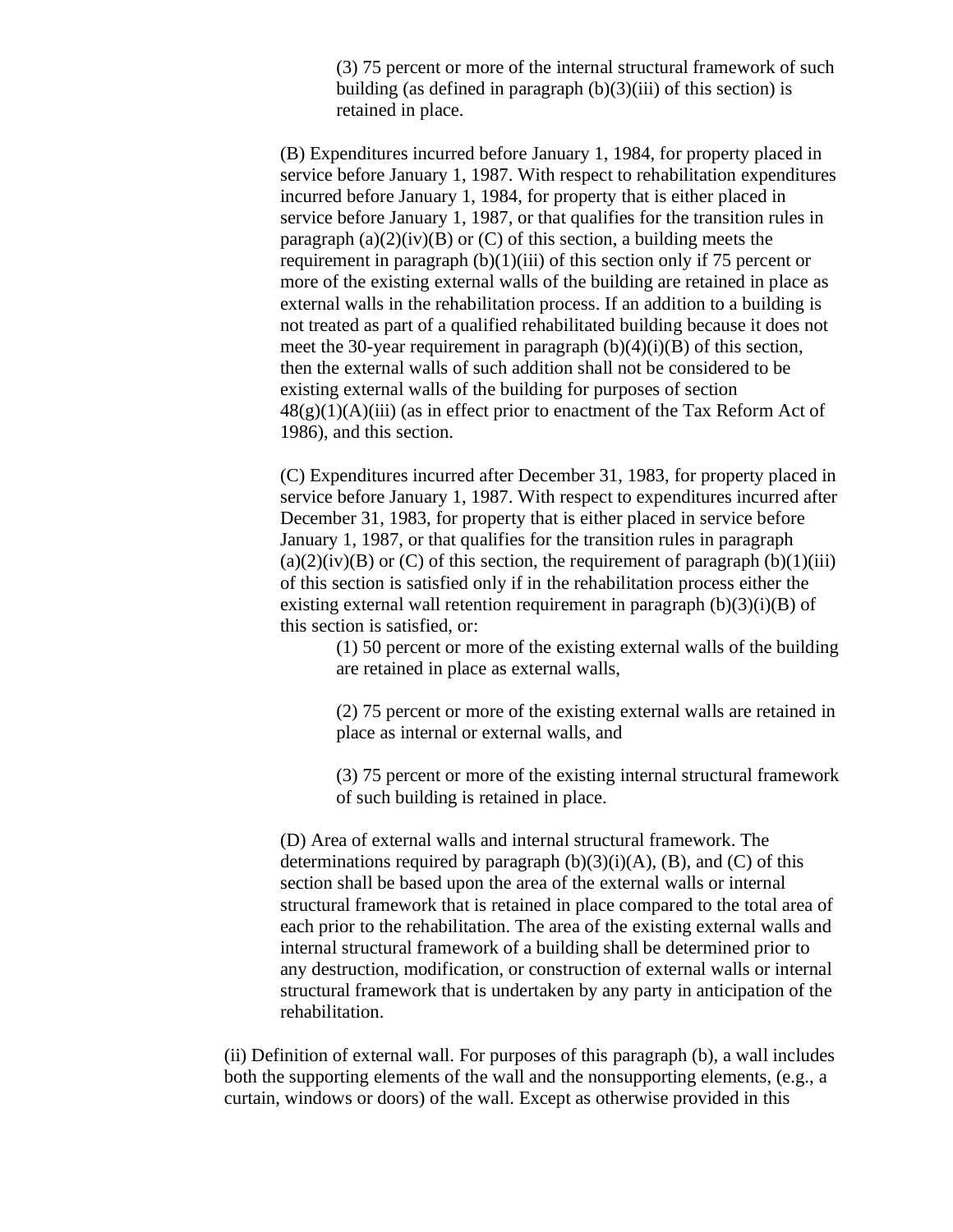(3) 75 percent or more of the internal structural framework of such building (as defined in paragraph (b)(3)(iii) of this section) is retained in place.

(B) Expenditures incurred before January 1, 1984, for property placed in service before January 1, 1987. With respect to rehabilitation expenditures incurred before January 1, 1984, for property that is either placed in service before January 1, 1987, or that qualifies for the transition rules in paragraph (a)(2)(iv)(B) or (C) of this section, a building meets the requirement in paragraph (b)(1)(iii) of this section only if 75 percent or more of the existing external walls of the building are retained in place as external walls in the rehabilitation process. If an addition to a building is not treated as part of a qualified rehabilitated building because it does not meet the 30-year requirement in paragraph (b)(4)(i)(B) of this section, then the external walls of such addition shall not be considered to be existing external walls of the building for purposes of section 48(g)(1)(A)(iii) (as in effect prior to enactment of the Tax Reform Act of 1986), and this section.

(C) Expenditures incurred after December 31, 1983, for property placed in service before January 1, 1987. With respect to expenditures incurred after December 31, 1983, for property that is either placed in service before January 1, 1987, or that qualifies for the transition rules in paragraph (a)(2)(iv)(B) or (C) of this section, the requirement of paragraph (b)(1)(iii) of this section is satisfied only if in the rehabilitation process either the existing external wall retention requirement in paragraph (b)(3)(i)(B) of this section is satisfied, or:

(1) 50 percent or more of the existing external walls of the building are retained in place as external walls,

(2) 75 percent or more of the existing external walls are retained in place as internal or external walls, and

(3) 75 percent or more of the existing internal structural framework of such building is retained in place.

(D) Area of external walls and internal structural framework. The determinations required by paragraph (b)(3)(i)(A), (B), and (C) of this section shall be based upon the area of the external walls or internal structural framework that is retained in place compared to the total area of each prior to the rehabilitation. The area of the existing external walls and internal structural framework of a building shall be determined prior to any destruction, modification, or construction of external walls or internal structural framework that is undertaken by any party in anticipation of the rehabilitation.

(ii) Definition of external wall. For purposes of this paragraph (b), a wall includes both the supporting elements of the wall and the nonsupporting elements, (e.g., a curtain, windows or doors) of the wall. Except as otherwise provided in this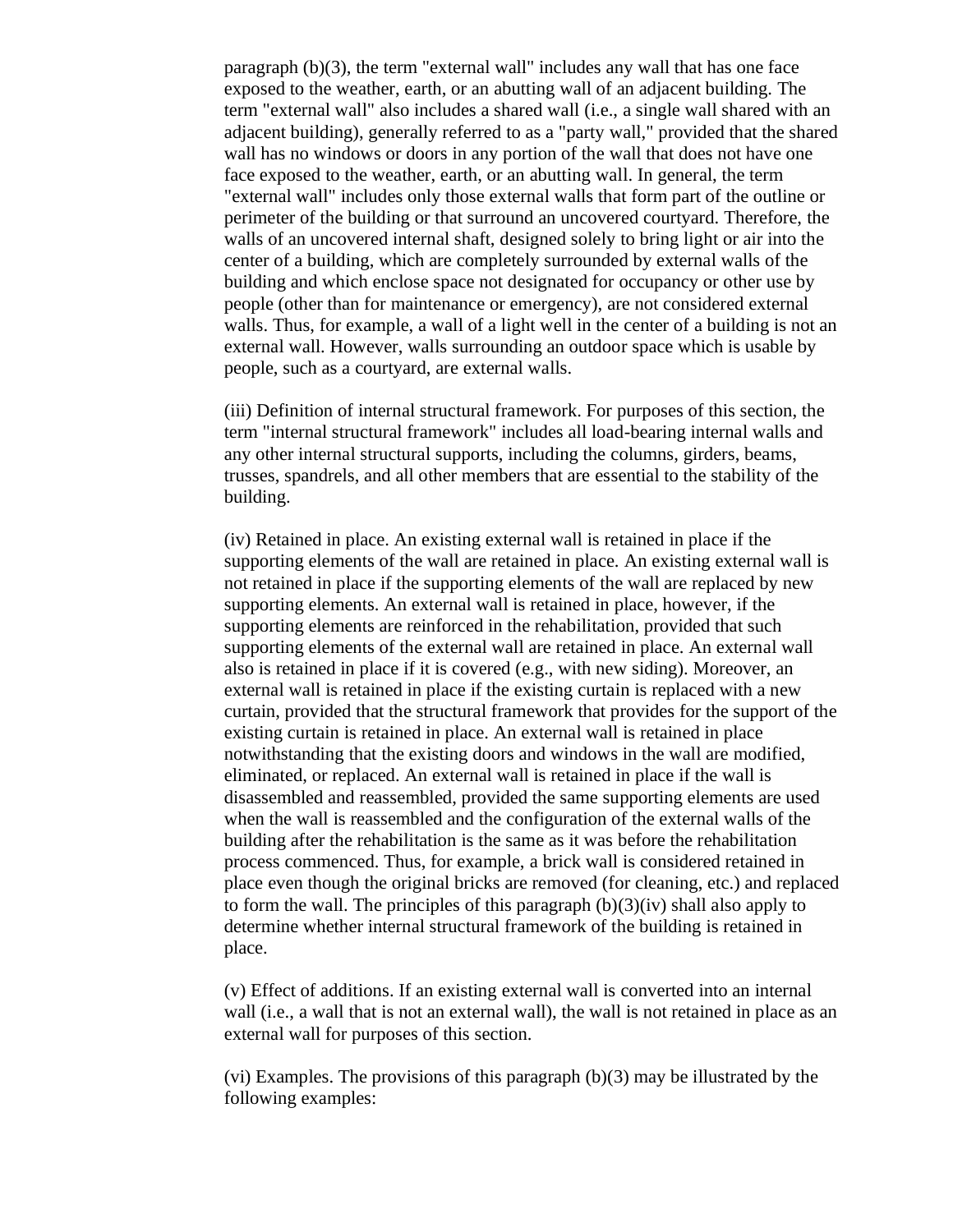paragraph (b)(3), the term "external wall" includes any wall that has one face exposed to the weather, earth, or an abutting wall of an adjacent building. The term "external wall" also includes a shared wall (i.e., a single wall shared with an adjacent building), generally referred to as a "party wall," provided that the shared wall has no windows or doors in any portion of the wall that does not have one face exposed to the weather, earth, or an abutting wall. In general, the term "external wall" includes only those external walls that form part of the outline or perimeter of the building or that surround an uncovered courtyard. Therefore, the walls of an uncovered internal shaft, designed solely to bring light or air into the center of a building, which are completely surrounded by external walls of the building and which enclose space not designated for occupancy or other use by people (other than for maintenance or emergency), are not considered external walls. Thus, for example, a wall of a light well in the center of a building is not an external wall. However, walls surrounding an outdoor space which is usable by people, such as a courtyard, are external walls.

(iii) Definition of internal structural framework. For purposes of this section, the term "internal structural framework" includes all load-bearing internal walls and any other internal structural supports, including the columns, girders, beams, trusses, spandrels, and all other members that are essential to the stability of the building.

(iv) Retained in place. An existing external wall is retained in place if the supporting elements of the wall are retained in place. An existing external wall is not retained in place if the supporting elements of the wall are replaced by new supporting elements. An external wall is retained in place, however, if the supporting elements are reinforced in the rehabilitation, provided that such supporting elements of the external wall are retained in place. An external wall also is retained in place if it is covered (e.g., with new siding). Moreover, an external wall is retained in place if the existing curtain is replaced with a new curtain, provided that the structural framework that provides for the support of the existing curtain is retained in place. An external wall is retained in place notwithstanding that the existing doors and windows in the wall are modified, eliminated, or replaced. An external wall is retained in place if the wall is disassembled and reassembled, provided the same supporting elements are used when the wall is reassembled and the configuration of the external walls of the building after the rehabilitation is the same as it was before the rehabilitation process commenced. Thus, for example, a brick wall is considered retained in place even though the original bricks are removed (for cleaning, etc.) and replaced to form the wall. The principles of this paragraph (b)(3)(iv) shall also apply to determine whether internal structural framework of the building is retained in place.

(v) Effect of additions. If an existing external wall is converted into an internal wall (i.e., a wall that is not an external wall), the wall is not retained in place as an external wall for purposes of this section.

(vi) Examples. The provisions of this paragraph (b)(3) may be illustrated by the following examples: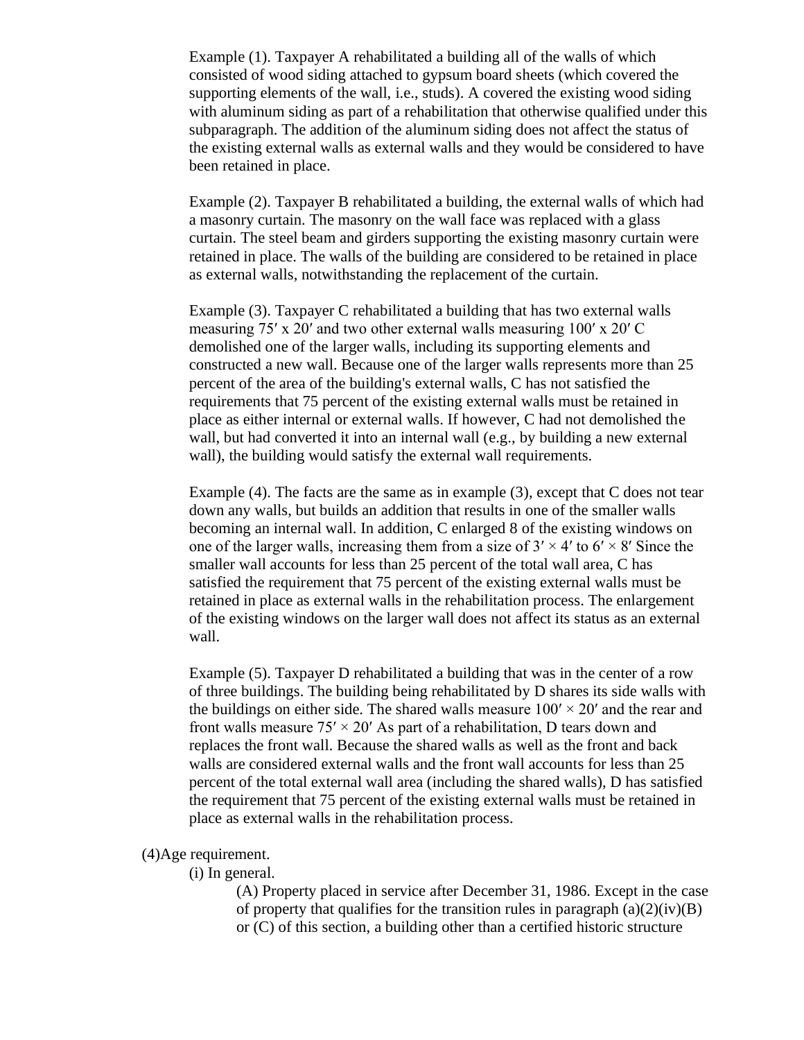Example (1). Taxpayer A rehabilitated a building all of the walls of which consisted of wood siding attached to gypsum board sheets (which covered the supporting elements of the wall, i.e., studs). A covered the existing wood siding with aluminum siding as part of a rehabilitation that otherwise qualified under this subparagraph. The addition of the aluminum siding does not affect the status of the existing external walls as external walls and they would be considered to have been retained in place.

Example (2). Taxpayer B rehabilitated a building, the external walls of which had a masonry curtain. The masonry on the wall face was replaced with a glass curtain. The steel beam and girders supporting the existing masonry curtain were retained in place. The walls of the building are considered to be retained in place as external walls, notwithstanding the replacement of the curtain.

Example (3). Taxpayer C rehabilitated a building that has two external walls measuring 75′ x 20′ and two other external walls measuring 100′ x 20′ C demolished one of the larger walls, including its supporting elements and constructed a new wall. Because one of the larger walls represents more than 25 percent of the area of the building's external walls, C has not satisfied the requirements that 75 percent of the existing external walls must be retained in place as either internal or external walls. If however, C had not demolished the wall, but had converted it into an internal wall (e.g., by building a new external wall), the building would satisfy the external wall requirements.

Example (4). The facts are the same as in example (3), except that C does not tear down any walls, but builds an addition that results in one of the smaller walls becoming an internal wall. In addition, C enlarged 8 of the existing windows on one of the larger walls, increasing them from a size of 3′ × 4′ to 6′ × 8′ Since the smaller wall accounts for less than 25 percent of the total wall area, C has satisfied the requirement that 75 percent of the existing external walls must be retained in place as external walls in the rehabilitation process. The enlargement of the existing windows on the larger wall does not affect its status as an external wall.

Example (5). Taxpayer D rehabilitated a building that was in the center of a row of three buildings. The building being rehabilitated by D shares its side walls with the buildings on either side. The shared walls measure 100′ × 20′ and the rear and front walls measure 75′ × 20′ As part of a rehabilitation, D tears down and replaces the front wall. Because the shared walls as well as the front and back walls are considered external walls and the front wall accounts for less than 25 percent of the total external wall area (including the shared walls), D has satisfied the requirement that 75 percent of the existing external walls must be retained in place as external walls in the rehabilitation process.

(4)Age requirement.

(i) In general.

(A) Property placed in service after December 31, 1986. Except in the case of property that qualifies for the transition rules in paragraph (a)(2)(iv)(B) or (C) of this section, a building other than a certified historic structure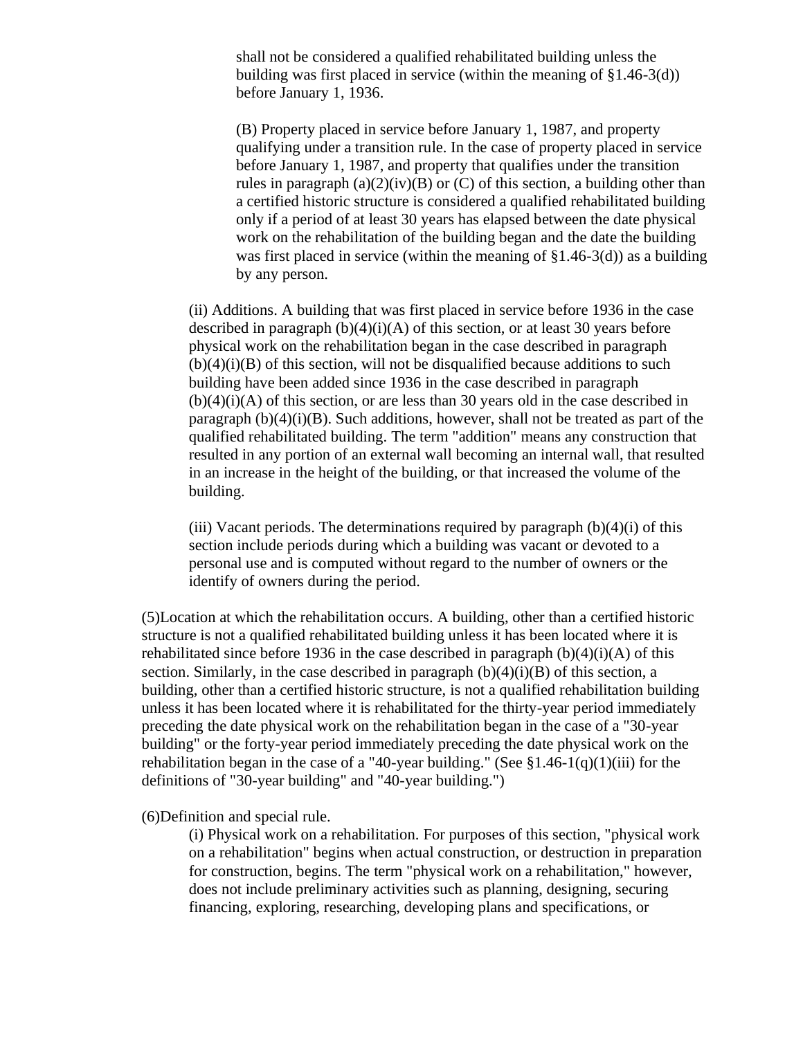shall not be considered a qualified rehabilitated building unless the building was first placed in service (within the meaning of §1.46-3(d)) before January 1, 1936.

(B) Property placed in service before January 1, 1987, and property qualifying under a transition rule. In the case of property placed in service before January 1, 1987, and property that qualifies under the transition rules in paragraph (a)(2)(iv)(B) or (C) of this section, a building other than a certified historic structure is considered a qualified rehabilitated building only if a period of at least 30 years has elapsed between the date physical work on the rehabilitation of the building began and the date the building was first placed in service (within the meaning of §1.46-3(d)) as a building by any person.

(ii) Additions. A building that was first placed in service before 1936 in the case described in paragraph (b)(4)(i)(A) of this section, or at least 30 years before physical work on the rehabilitation began in the case described in paragraph (b)(4)(i)(B) of this section, will not be disqualified because additions to such building have been added since 1936 in the case described in paragraph (b)(4)(i)(A) of this section, or are less than 30 years old in the case described in paragraph (b)(4)(i)(B). Such additions, however, shall not be treated as part of the qualified rehabilitated building. The term "addition" means any construction that resulted in any portion of an external wall becoming an internal wall, that resulted in an increase in the height of the building, or that increased the volume of the building.

(iii) Vacant periods. The determinations required by paragraph (b)(4)(i) of this section include periods during which a building was vacant or devoted to a personal use and is computed without regard to the number of owners or the identify of owners during the period.

(5)Location at which the rehabilitation occurs. A building, other than a certified historic structure is not a qualified rehabilitated building unless it has been located where it is rehabilitated since before 1936 in the case described in paragraph (b)(4)(i)(A) of this section. Similarly, in the case described in paragraph (b)(4)(i)(B) of this section, a building, other than a certified historic structure, is not a qualified rehabilitation building unless it has been located where it is rehabilitated for the thirty-year period immediately preceding the date physical work on the rehabilitation began in the case of a "30-year building" or the forty-year period immediately preceding the date physical work on the rehabilitation began in the case of a "40-year building." (See §1.46-1(q)(1)(iii) for the definitions of "30-year building" and "40-year building.")

(6)Definition and special rule.

(i) Physical work on a rehabilitation. For purposes of this section, "physical work on a rehabilitation" begins when actual construction, or destruction in preparation for construction, begins. The term "physical work on a rehabilitation," however, does not include preliminary activities such as planning, designing, securing financing, exploring, researching, developing plans and specifications, or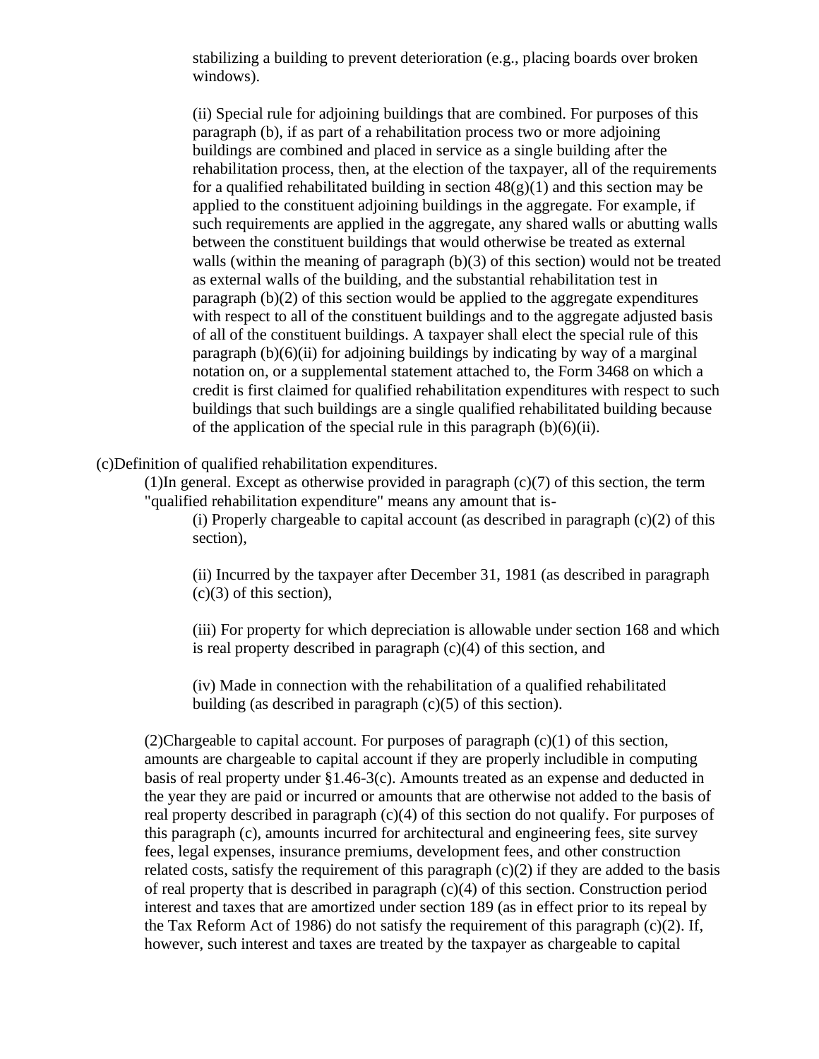stabilizing a building to prevent deterioration (e.g., placing boards over broken windows).

(ii) Special rule for adjoining buildings that are combined. For purposes of this paragraph (b), if as part of a rehabilitation process two or more adjoining buildings are combined and placed in service as a single building after the rehabilitation process, then, at the election of the taxpayer, all of the requirements for a qualified rehabilitated building in section 48(g)(1) and this section may be applied to the constituent adjoining buildings in the aggregate. For example, if such requirements are applied in the aggregate, any shared walls or abutting walls between the constituent buildings that would otherwise be treated as external walls (within the meaning of paragraph (b)(3) of this section) would not be treated as external walls of the building, and the substantial rehabilitation test in paragraph (b)(2) of this section would be applied to the aggregate expenditures with respect to all of the constituent buildings and to the aggregate adjusted basis of all of the constituent buildings. A taxpayer shall elect the special rule of this paragraph (b)(6)(ii) for adjoining buildings by indicating by way of a marginal notation on, or a supplemental statement attached to, the Form 3468 on which a credit is first claimed for qualified rehabilitation expenditures with respect to such buildings that such buildings are a single qualified rehabilitated building because of the application of the special rule in this paragraph (b)(6)(ii).

(c)Definition of qualified rehabilitation expenditures.

(1)In general. Except as otherwise provided in paragraph (c)(7) of this section, the term "qualified rehabilitation expenditure" means any amount that is-

(i) Properly chargeable to capital account (as described in paragraph (c)(2) of this section),

(ii) Incurred by the taxpayer after December 31, 1981 (as described in paragraph (c)(3) of this section),

(iii) For property for which depreciation is allowable under section 168 and which is real property described in paragraph (c)(4) of this section, and

(iv) Made in connection with the rehabilitation of a qualified rehabilitated building (as described in paragraph (c)(5) of this section).

(2)Chargeable to capital account. For purposes of paragraph (c)(1) of this section, amounts are chargeable to capital account if they are properly includible in computing basis of real property under §1.46-3(c). Amounts treated as an expense and deducted in the year they are paid or incurred or amounts that are otherwise not added to the basis of real property described in paragraph (c)(4) of this section do not qualify. For purposes of this paragraph (c), amounts incurred for architectural and engineering fees, site survey fees, legal expenses, insurance premiums, development fees, and other construction related costs, satisfy the requirement of this paragraph (c)(2) if they are added to the basis of real property that is described in paragraph (c)(4) of this section. Construction period interest and taxes that are amortized under section 189 (as in effect prior to its repeal by the Tax Reform Act of 1986) do not satisfy the requirement of this paragraph (c)(2). If, however, such interest and taxes are treated by the taxpayer as chargeable to capital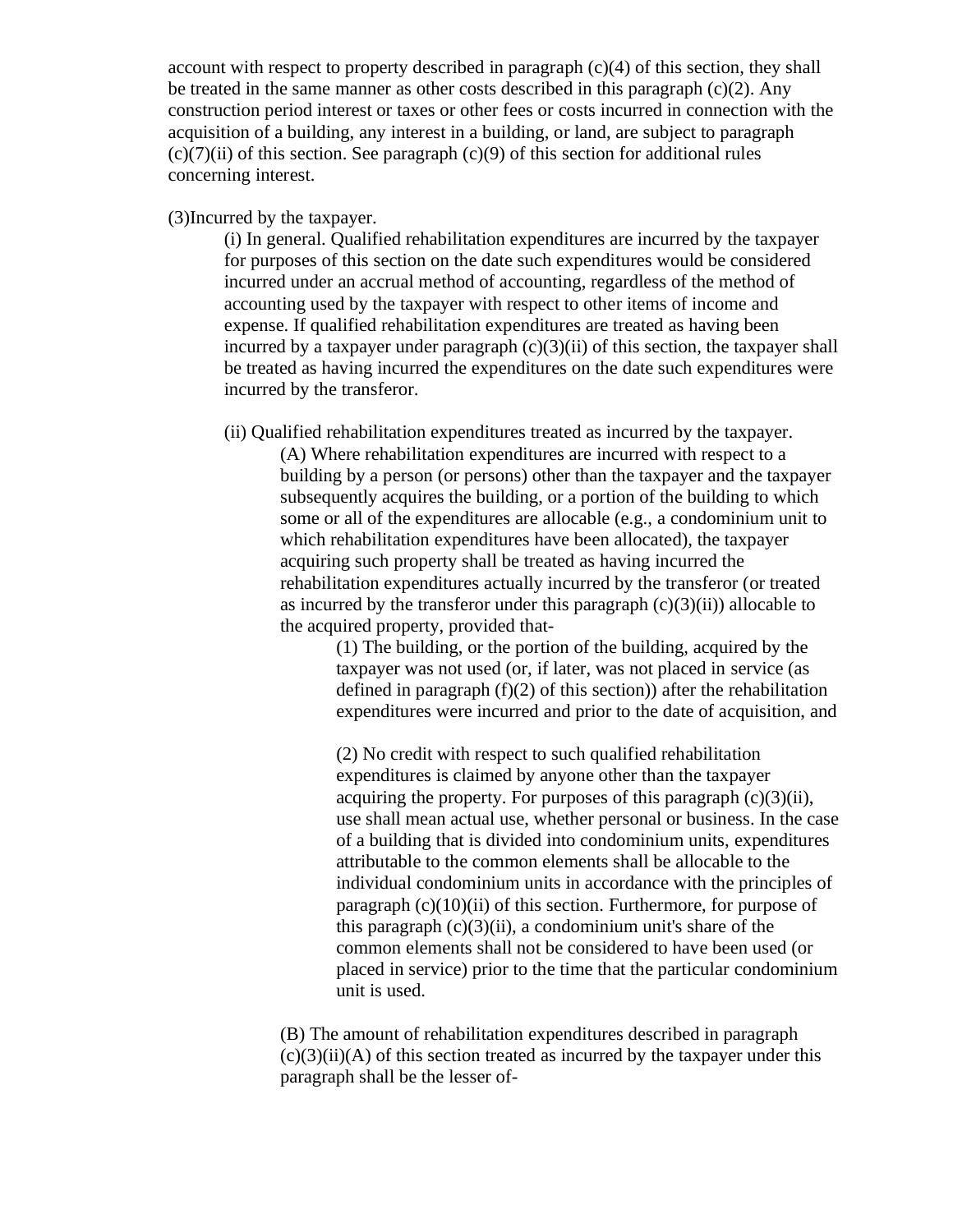account with respect to property described in paragraph (c)(4) of this section, they shall be treated in the same manner as other costs described in this paragraph (c)(2). Any construction period interest or taxes or other fees or costs incurred in connection with the acquisition of a building, any interest in a building, or land, are subject to paragraph (c)(7)(ii) of this section. See paragraph (c)(9) of this section for additional rules concerning interest.

(3)Incurred by the taxpayer.

(i) In general. Qualified rehabilitation expenditures are incurred by the taxpayer for purposes of this section on the date such expenditures would be considered incurred under an accrual method of accounting, regardless of the method of accounting used by the taxpayer with respect to other items of income and expense. If qualified rehabilitation expenditures are treated as having been incurred by a taxpayer under paragraph (c)(3)(ii) of this section, the taxpayer shall be treated as having incurred the expenditures on the date such expenditures were incurred by the transferor.

(ii) Qualified rehabilitation expenditures treated as incurred by the taxpayer.

(A) Where rehabilitation expenditures are incurred with respect to a building by a person (or persons) other than the taxpayer and the taxpayer subsequently acquires the building, or a portion of the building to which some or all of the expenditures are allocable (e.g., a condominium unit to which rehabilitation expenditures have been allocated), the taxpayer acquiring such property shall be treated as having incurred the rehabilitation expenditures actually incurred by the transferor (or treated as incurred by the transferor under this paragraph (c)(3)(ii)) allocable to the acquired property, provided that-

(1) The building, or the portion of the building, acquired by the taxpayer was not used (or, if later, was not placed in service (as defined in paragraph (f)(2) of this section)) after the rehabilitation expenditures were incurred and prior to the date of acquisition, and

(2) No credit with respect to such qualified rehabilitation expenditures is claimed by anyone other than the taxpayer acquiring the property. For purposes of this paragraph (c)(3)(ii), use shall mean actual use, whether personal or business. In the case of a building that is divided into condominium units, expenditures attributable to the common elements shall be allocable to the individual condominium units in accordance with the principles of paragraph (c)(10)(ii) of this section. Furthermore, for purpose of this paragraph (c)(3)(ii), a condominium unit's share of the common elements shall not be considered to have been used (or placed in service) prior to the time that the particular condominium unit is used.

(B) The amount of rehabilitation expenditures described in paragraph (c)(3)(ii)(A) of this section treated as incurred by the taxpayer under this paragraph shall be the lesser of-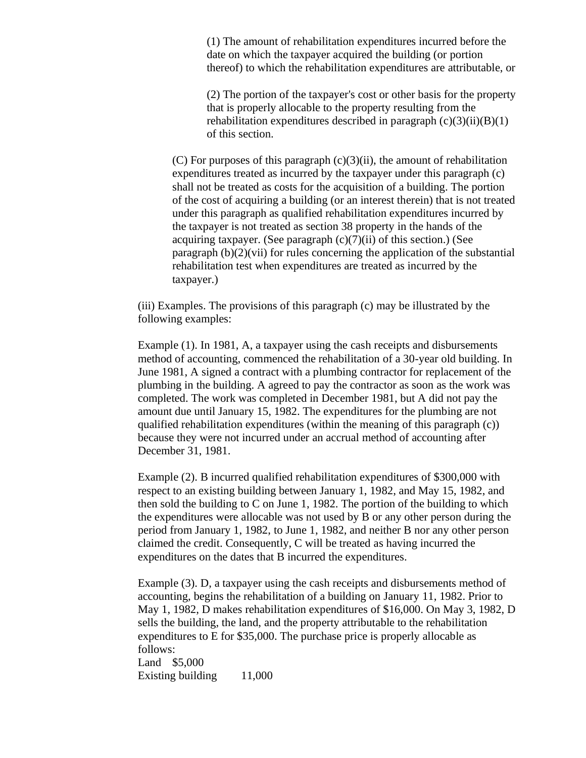(1) The amount of rehabilitation expenditures incurred before the date on which the taxpayer acquired the building (or portion thereof) to which the rehabilitation expenditures are attributable, or

(2) The portion of the taxpayer's cost or other basis for the property that is properly allocable to the property resulting from the rehabilitation expenditures described in paragraph (c)(3)(ii)(B)(1) of this section.

(C) For purposes of this paragraph (c)(3)(ii), the amount of rehabilitation expenditures treated as incurred by the taxpayer under this paragraph (c) shall not be treated as costs for the acquisition of a building. The portion of the cost of acquiring a building (or an interest therein) that is not treated under this paragraph as qualified rehabilitation expenditures incurred by the taxpayer is not treated as section 38 property in the hands of the acquiring taxpayer. (See paragraph (c)(7)(ii) of this section.) (See paragraph (b)(2)(vii) for rules concerning the application of the substantial rehabilitation test when expenditures are treated as incurred by the taxpayer.)

(iii) Examples. The provisions of this paragraph (c) may be illustrated by the following examples:

Example (1). In 1981, A, a taxpayer using the cash receipts and disbursements method of accounting, commenced the rehabilitation of a 30-year old building. In June 1981, A signed a contract with a plumbing contractor for replacement of the plumbing in the building. A agreed to pay the contractor as soon as the work was completed. The work was completed in December 1981, but A did not pay the amount due until January 15, 1982. The expenditures for the plumbing are not qualified rehabilitation expenditures (within the meaning of this paragraph (c)) because they were not incurred under an accrual method of accounting after December 31, 1981.

Example (2). B incurred qualified rehabilitation expenditures of $300,000 with respect to an existing building between January 1, 1982, and May 15, 1982, and then sold the building to C on June 1, 1982. The portion of the building to which the expenditures were allocable was not used by B or any other person during the period from January 1, 1982, to June 1, 1982, and neither B nor any other person claimed the credit. Consequently, C will be treated as having incurred the expenditures on the dates that B incurred the expenditures.

Example (3). D, a taxpayer using the cash receipts and disbursements method of accounting, begins the rehabilitation of a building on January 11, 1982. Prior to May 1, 1982, D makes rehabilitation expenditures of $16,000. On May 3, 1982, D sells the building, the land, and the property attributable to the rehabilitation expenditures to E for $35,000. The purchase price is properly allocable as follows:

| | |
|---|---|
| Land | $5,000 |
| Existing building | 11,000 |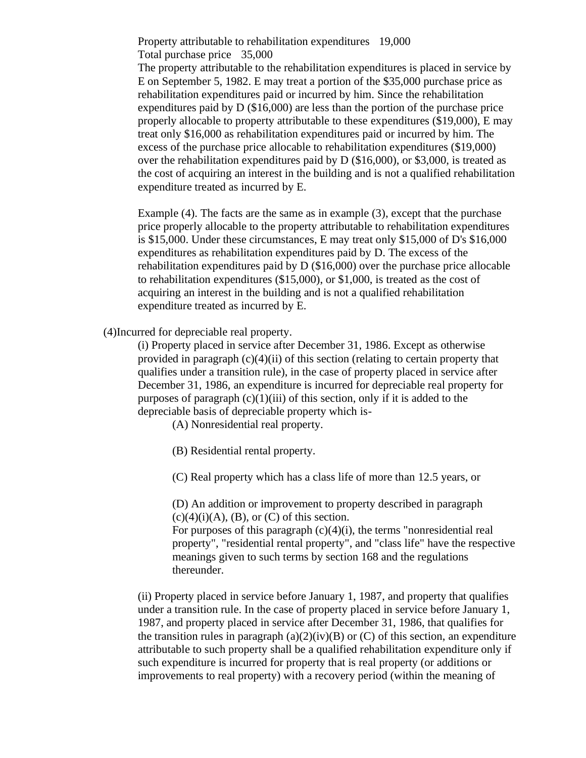Property attributable to rehabilitation expenditures 19,000
Total purchase price 35,000

The property attributable to the rehabilitation expenditures is placed in service by E on September 5, 1982. E may treat a portion of the $35,000 purchase price as rehabilitation expenditures paid or incurred by him. Since the rehabilitation expenditures paid by D ($16,000) are less than the portion of the purchase price properly allocable to property attributable to these expenditures ($19,000), E may treat only $16,000 as rehabilitation expenditures paid or incurred by him. The excess of the purchase price allocable to rehabilitation expenditures ($19,000) over the rehabilitation expenditures paid by D ($16,000), or $3,000, is treated as the cost of acquiring an interest in the building and is not a qualified rehabilitation expenditure treated as incurred by E.

Example (4). The facts are the same as in example (3), except that the purchase price properly allocable to the property attributable to rehabilitation expenditures is $15,000. Under these circumstances, E may treat only $15,000 of D's $16,000 expenditures as rehabilitation expenditures paid by D. The excess of the rehabilitation expenditures paid by D ($16,000) over the purchase price allocable to rehabilitation expenditures ($15,000), or $1,000, is treated as the cost of acquiring an interest in the building and is not a qualified rehabilitation expenditure treated as incurred by E.

(4)Incurred for depreciable real property.

(i) Property placed in service after December 31, 1986. Except as otherwise provided in paragraph (c)(4)(ii) of this section (relating to certain property that qualifies under a transition rule), in the case of property placed in service after December 31, 1986, an expenditure is incurred for depreciable real property for purposes of paragraph (c)(1)(iii) of this section, only if it is added to the depreciable basis of depreciable property which is-

(A) Nonresidential real property.

(B) Residential rental property.

(C) Real property which has a class life of more than 12.5 years, or

(D) An addition or improvement to property described in paragraph (c)(4)(i)(A), (B), or (C) of this section.

For purposes of this paragraph (c)(4)(i), the terms "nonresidential real property", "residential rental property", and "class life" have the respective meanings given to such terms by section 168 and the regulations thereunder.

(ii) Property placed in service before January 1, 1987, and property that qualifies under a transition rule. In the case of property placed in service before January 1, 1987, and property placed in service after December 31, 1986, that qualifies for the transition rules in paragraph (a)(2)(iv)(B) or (C) of this section, an expenditure attributable to such property shall be a qualified rehabilitation expenditure only if such expenditure is incurred for property that is real property (or additions or improvements to real property) with a recovery period (within the meaning of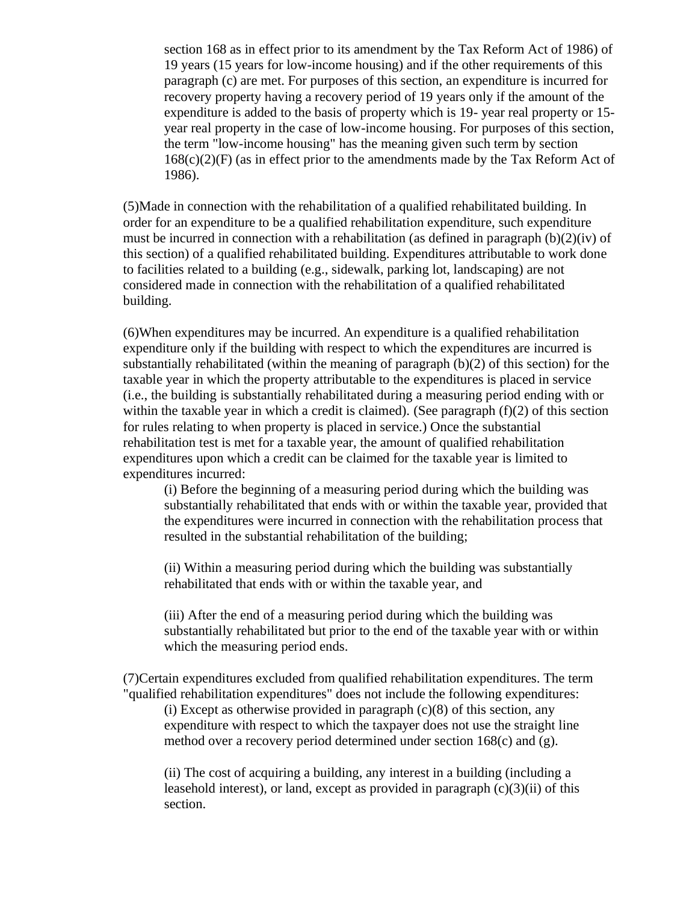section 168 as in effect prior to its amendment by the Tax Reform Act of 1986) of 19 years (15 years for low-income housing) and if the other requirements of this paragraph (c) are met. For purposes of this section, an expenditure is incurred for recovery property having a recovery period of 19 years only if the amount of the expenditure is added to the basis of property which is 19- year real property or 15-year real property in the case of low-income housing. For purposes of this section, the term "low-income housing" has the meaning given such term by section 168(c)(2)(F) (as in effect prior to the amendments made by the Tax Reform Act of 1986).

(5)Made in connection with the rehabilitation of a qualified rehabilitated building. In order for an expenditure to be a qualified rehabilitation expenditure, such expenditure must be incurred in connection with a rehabilitation (as defined in paragraph (b)(2)(iv) of this section) of a qualified rehabilitated building. Expenditures attributable to work done to facilities related to a building (e.g., sidewalk, parking lot, landscaping) are not considered made in connection with the rehabilitation of a qualified rehabilitated building.

(6)When expenditures may be incurred. An expenditure is a qualified rehabilitation expenditure only if the building with respect to which the expenditures are incurred is substantially rehabilitated (within the meaning of paragraph (b)(2) of this section) for the taxable year in which the property attributable to the expenditures is placed in service (i.e., the building is substantially rehabilitated during a measuring period ending with or within the taxable year in which a credit is claimed). (See paragraph (f)(2) of this section for rules relating to when property is placed in service.) Once the substantial rehabilitation test is met for a taxable year, the amount of qualified rehabilitation expenditures upon which a credit can be claimed for the taxable year is limited to expenditures incurred:

(i) Before the beginning of a measuring period during which the building was substantially rehabilitated that ends with or within the taxable year, provided that the expenditures were incurred in connection with the rehabilitation process that resulted in the substantial rehabilitation of the building;

(ii) Within a measuring period during which the building was substantially rehabilitated that ends with or within the taxable year, and

(iii) After the end of a measuring period during which the building was substantially rehabilitated but prior to the end of the taxable year with or within which the measuring period ends.

(7)Certain expenditures excluded from qualified rehabilitation expenditures. The term "qualified rehabilitation expenditures" does not include the following expenditures:

(i) Except as otherwise provided in paragraph (c)(8) of this section, any expenditure with respect to which the taxpayer does not use the straight line method over a recovery period determined under section 168(c) and (g).

(ii) The cost of acquiring a building, any interest in a building (including a leasehold interest), or land, except as provided in paragraph (c)(3)(ii) of this section.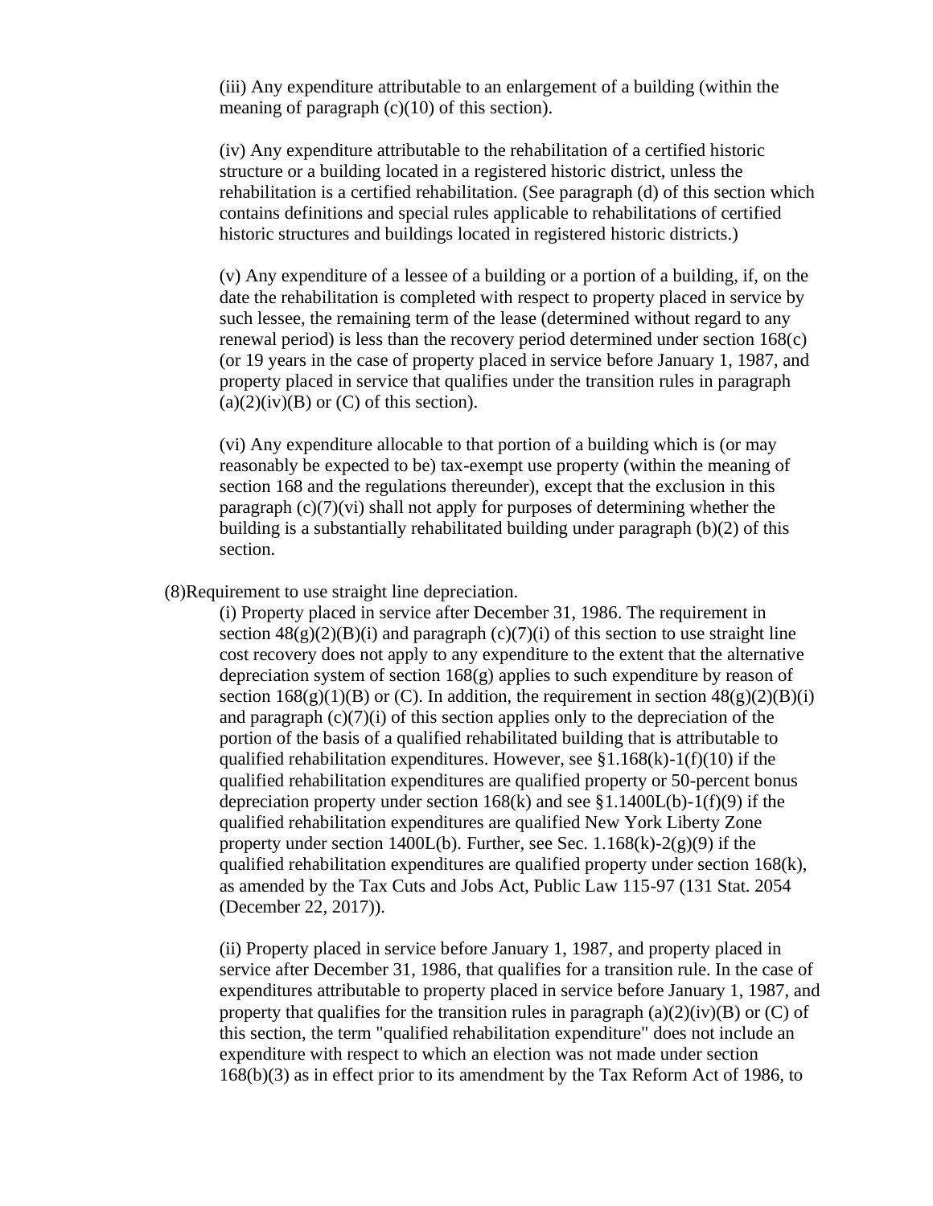(iii) Any expenditure attributable to an enlargement of a building (within the meaning of paragraph (c)(10) of this section).

(iv) Any expenditure attributable to the rehabilitation of a certified historic structure or a building located in a registered historic district, unless the rehabilitation is a certified rehabilitation. (See paragraph (d) of this section which contains definitions and special rules applicable to rehabilitations of certified historic structures and buildings located in registered historic districts.)

(v) Any expenditure of a lessee of a building or a portion of a building, if, on the date the rehabilitation is completed with respect to property placed in service by such lessee, the remaining term of the lease (determined without regard to any renewal period) is less than the recovery period determined under section 168(c) (or 19 years in the case of property placed in service before January 1, 1987, and property placed in service that qualifies under the transition rules in paragraph (a)(2)(iv)(B) or (C) of this section).

(vi) Any expenditure allocable to that portion of a building which is (or may reasonably be expected to be) tax-exempt use property (within the meaning of section 168 and the regulations thereunder), except that the exclusion in this paragraph (c)(7)(vi) shall not apply for purposes of determining whether the building is a substantially rehabilitated building under paragraph (b)(2) of this section.

(8)Requirement to use straight line depreciation.

(i) Property placed in service after December 31, 1986. The requirement in section 48(g)(2)(B)(i) and paragraph (c)(7)(i) of this section to use straight line cost recovery does not apply to any expenditure to the extent that the alternative depreciation system of section 168(g) applies to such expenditure by reason of section 168(g)(1)(B) or (C). In addition, the requirement in section 48(g)(2)(B)(i) and paragraph (c)(7)(i) of this section applies only to the depreciation of the portion of the basis of a qualified rehabilitated building that is attributable to qualified rehabilitation expenditures. However, see §1.168(k)-1(f)(10) if the qualified rehabilitation expenditures are qualified property or 50-percent bonus depreciation property under section 168(k) and see §1.1400L(b)-1(f)(9) if the qualified rehabilitation expenditures are qualified New York Liberty Zone property under section 1400L(b). Further, see Sec. 1.168(k)-2(g)(9) if the qualified rehabilitation expenditures are qualified property under section 168(k), as amended by the Tax Cuts and Jobs Act, Public Law 115-97 (131 Stat. 2054 (December 22, 2017)).

(ii) Property placed in service before January 1, 1987, and property placed in service after December 31, 1986, that qualifies for a transition rule. In the case of expenditures attributable to property placed in service before January 1, 1987, and property that qualifies for the transition rules in paragraph (a)(2)(iv)(B) or (C) of this section, the term "qualified rehabilitation expenditure" does not include an expenditure with respect to which an election was not made under section 168(b)(3) as in effect prior to its amendment by the Tax Reform Act of 1986, to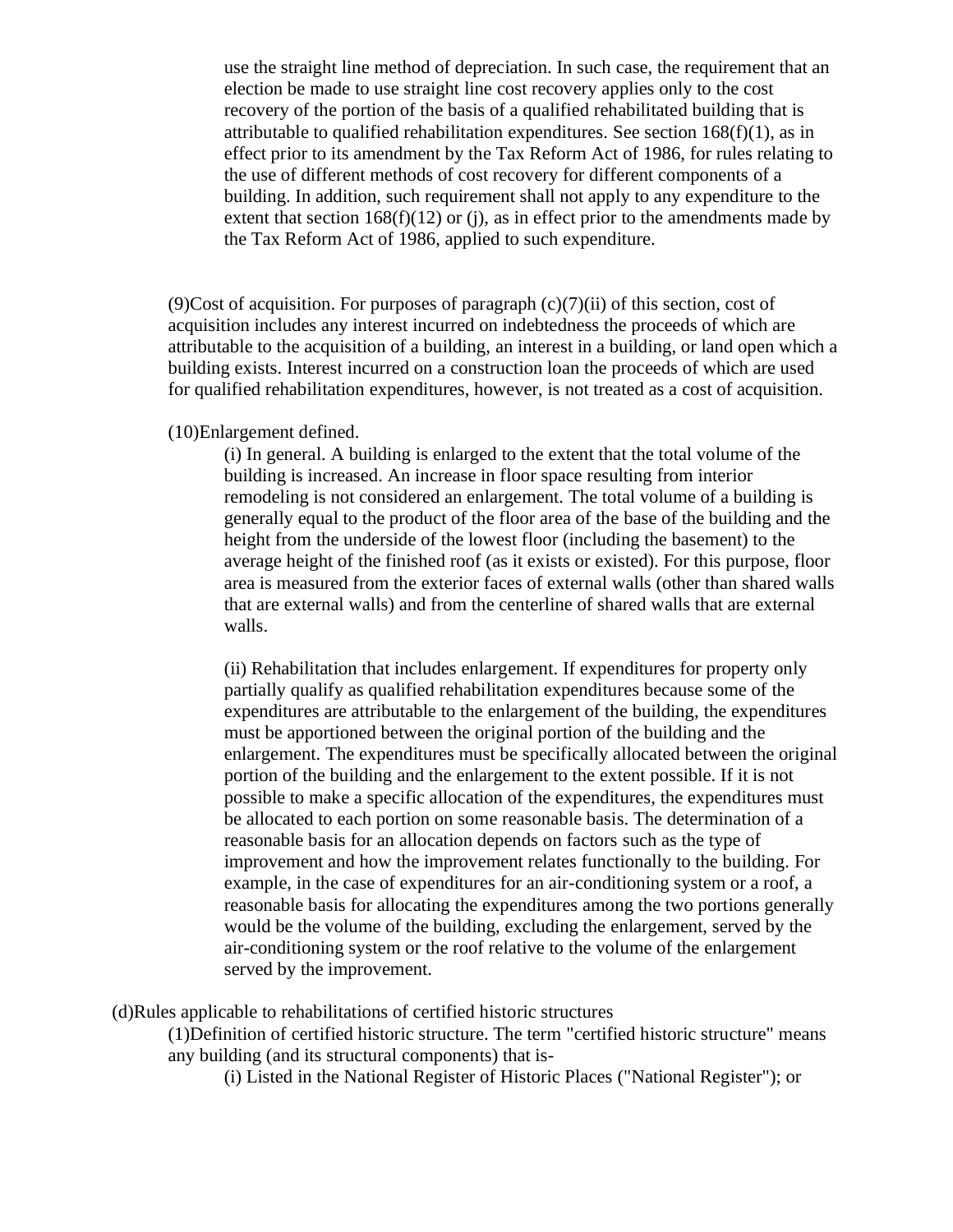use the straight line method of depreciation. In such case, the requirement that an election be made to use straight line cost recovery applies only to the cost recovery of the portion of the basis of a qualified rehabilitated building that is attributable to qualified rehabilitation expenditures. See section 168(f)(1), as in effect prior to its amendment by the Tax Reform Act of 1986, for rules relating to the use of different methods of cost recovery for different components of a building. In addition, such requirement shall not apply to any expenditure to the extent that section 168(f)(12) or (j), as in effect prior to the amendments made by the Tax Reform Act of 1986, applied to such expenditure.

(9)Cost of acquisition. For purposes of paragraph (c)(7)(ii) of this section, cost of acquisition includes any interest incurred on indebtedness the proceeds of which are attributable to the acquisition of a building, an interest in a building, or land open which a building exists. Interest incurred on a construction loan the proceeds of which are used for qualified rehabilitation expenditures, however, is not treated as a cost of acquisition.

(10)Enlargement defined.

(i) In general. A building is enlarged to the extent that the total volume of the building is increased. An increase in floor space resulting from interior remodeling is not considered an enlargement. The total volume of a building is generally equal to the product of the floor area of the base of the building and the height from the underside of the lowest floor (including the basement) to the average height of the finished roof (as it exists or existed). For this purpose, floor area is measured from the exterior faces of external walls (other than shared walls that are external walls) and from the centerline of shared walls that are external walls.

(ii) Rehabilitation that includes enlargement. If expenditures for property only partially qualify as qualified rehabilitation expenditures because some of the expenditures are attributable to the enlargement of the building, the expenditures must be apportioned between the original portion of the building and the enlargement. The expenditures must be specifically allocated between the original portion of the building and the enlargement to the extent possible. If it is not possible to make a specific allocation of the expenditures, the expenditures must be allocated to each portion on some reasonable basis. The determination of a reasonable basis for an allocation depends on factors such as the type of improvement and how the improvement relates functionally to the building. For example, in the case of expenditures for an air-conditioning system or a roof, a reasonable basis for allocating the expenditures among the two portions generally would be the volume of the building, excluding the enlargement, served by the air-conditioning system or the roof relative to the volume of the enlargement served by the improvement.

(d)Rules applicable to rehabilitations of certified historic structures

(1)Definition of certified historic structure. The term "certified historic structure" means any building (and its structural components) that is-

(i) Listed in the National Register of Historic Places ("National Register"); or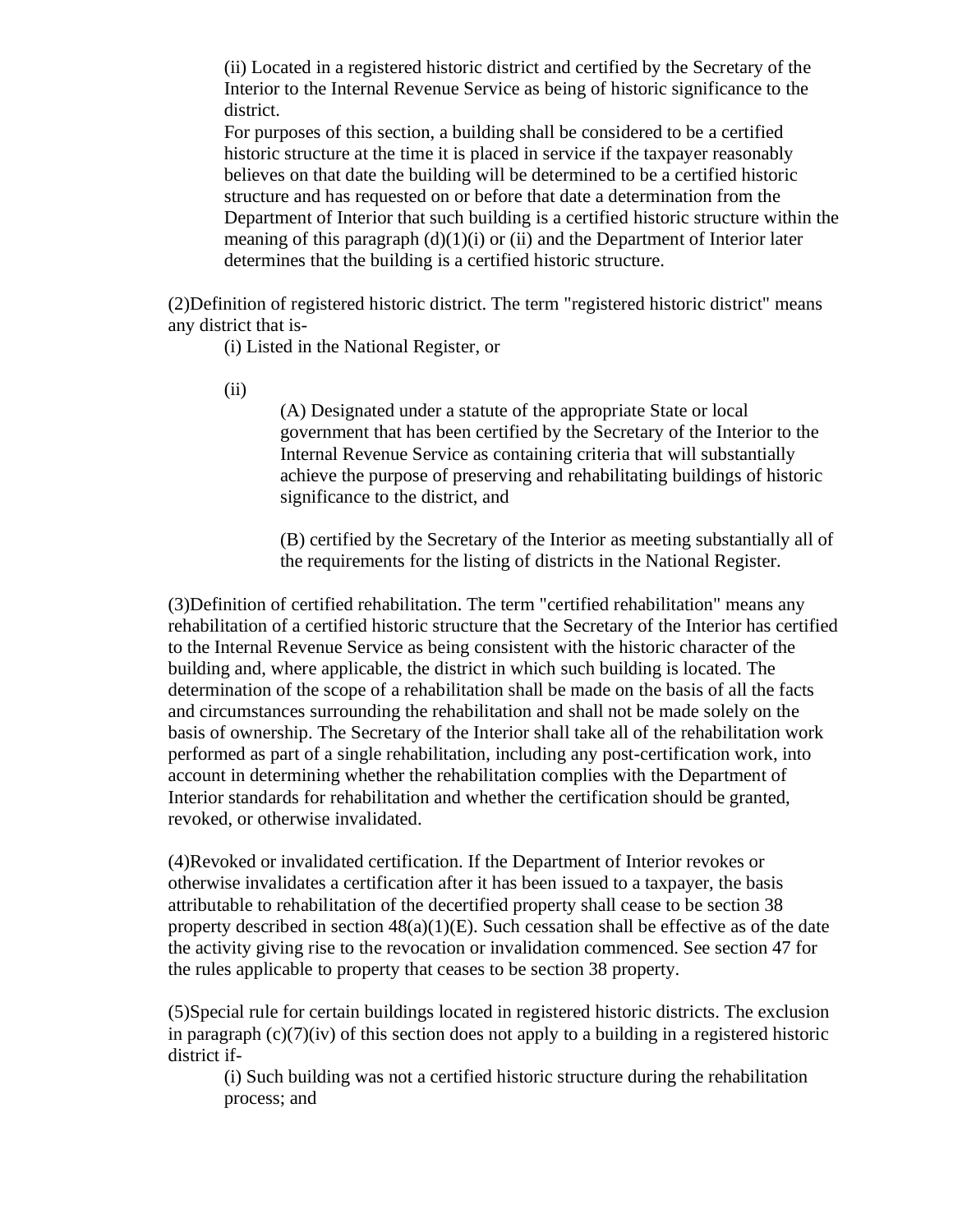(ii) Located in a registered historic district and certified by the Secretary of the Interior to the Internal Revenue Service as being of historic significance to the district.

For purposes of this section, a building shall be considered to be a certified historic structure at the time it is placed in service if the taxpayer reasonably believes on that date the building will be determined to be a certified historic structure and has requested on or before that date a determination from the Department of Interior that such building is a certified historic structure within the meaning of this paragraph (d)(1)(i) or (ii) and the Department of Interior later determines that the building is a certified historic structure.

(2)Definition of registered historic district. The term "registered historic district" means any district that is-

(i) Listed in the National Register, or

(ii)

(A) Designated under a statute of the appropriate State or local government that has been certified by the Secretary of the Interior to the Internal Revenue Service as containing criteria that will substantially achieve the purpose of preserving and rehabilitating buildings of historic significance to the district, and

(B) certified by the Secretary of the Interior as meeting substantially all of the requirements for the listing of districts in the National Register.

(3)Definition of certified rehabilitation. The term "certified rehabilitation" means any rehabilitation of a certified historic structure that the Secretary of the Interior has certified to the Internal Revenue Service as being consistent with the historic character of the building and, where applicable, the district in which such building is located. The determination of the scope of a rehabilitation shall be made on the basis of all the facts and circumstances surrounding the rehabilitation and shall not be made solely on the basis of ownership. The Secretary of the Interior shall take all of the rehabilitation work performed as part of a single rehabilitation, including any post-certification work, into account in determining whether the rehabilitation complies with the Department of Interior standards for rehabilitation and whether the certification should be granted, revoked, or otherwise invalidated.

(4)Revoked or invalidated certification. If the Department of Interior revokes or otherwise invalidates a certification after it has been issued to a taxpayer, the basis attributable to rehabilitation of the decertified property shall cease to be section 38 property described in section 48(a)(1)(E). Such cessation shall be effective as of the date the activity giving rise to the revocation or invalidation commenced. See section 47 for the rules applicable to property that ceases to be section 38 property.

(5)Special rule for certain buildings located in registered historic districts. The exclusion in paragraph (c)(7)(iv) of this section does not apply to a building in a registered historic district if-

(i) Such building was not a certified historic structure during the rehabilitation process; and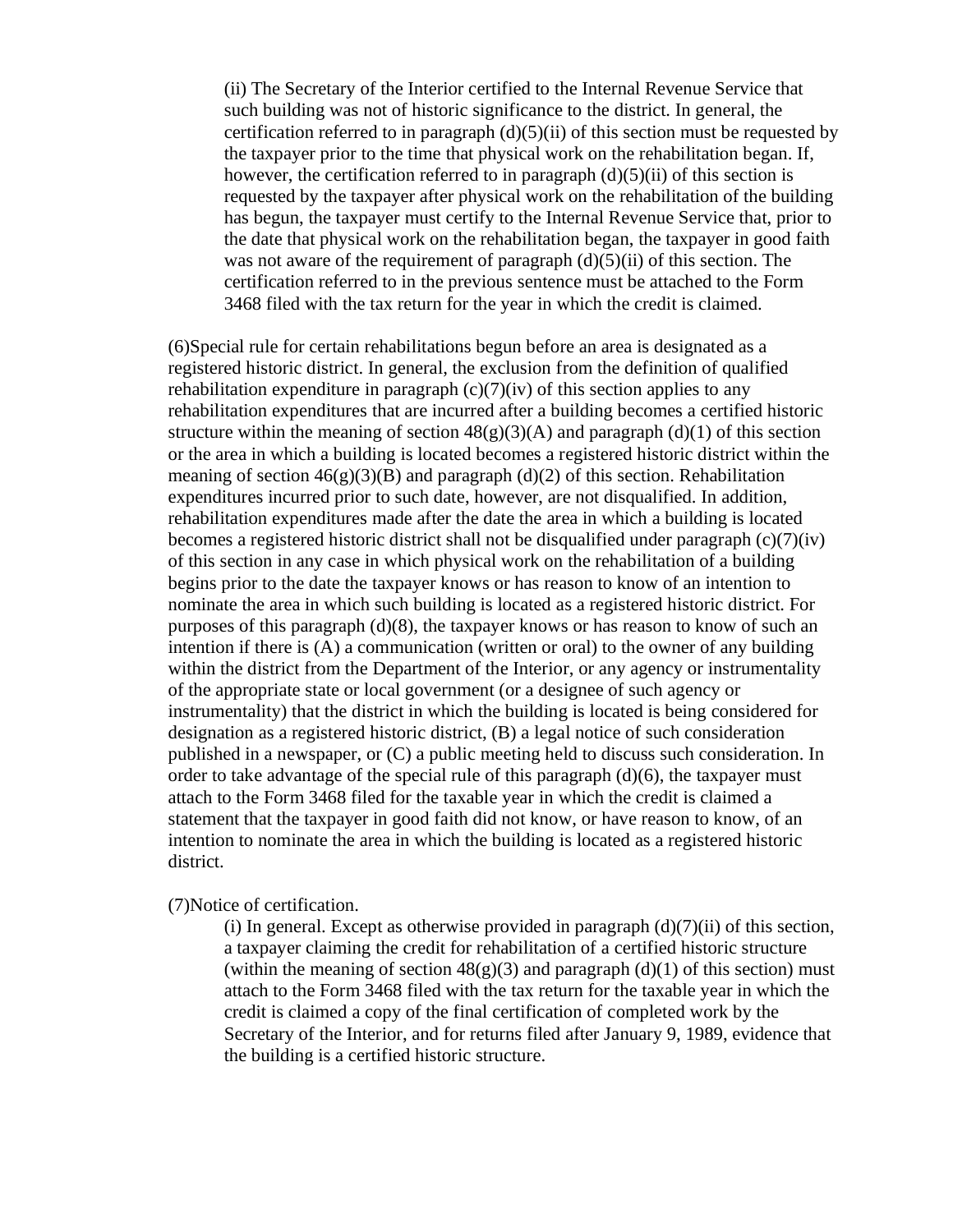(ii) The Secretary of the Interior certified to the Internal Revenue Service that such building was not of historic significance to the district. In general, the certification referred to in paragraph (d)(5)(ii) of this section must be requested by the taxpayer prior to the time that physical work on the rehabilitation began. If, however, the certification referred to in paragraph (d)(5)(ii) of this section is requested by the taxpayer after physical work on the rehabilitation of the building has begun, the taxpayer must certify to the Internal Revenue Service that, prior to the date that physical work on the rehabilitation began, the taxpayer in good faith was not aware of the requirement of paragraph (d)(5)(ii) of this section. The certification referred to in the previous sentence must be attached to the Form 3468 filed with the tax return for the year in which the credit is claimed.

(6)Special rule for certain rehabilitations begun before an area is designated as a registered historic district. In general, the exclusion from the definition of qualified rehabilitation expenditure in paragraph (c)(7)(iv) of this section applies to any rehabilitation expenditures that are incurred after a building becomes a certified historic structure within the meaning of section 48(g)(3)(A) and paragraph (d)(1) of this section or the area in which a building is located becomes a registered historic district within the meaning of section 46(g)(3)(B) and paragraph (d)(2) of this section. Rehabilitation expenditures incurred prior to such date, however, are not disqualified. In addition, rehabilitation expenditures made after the date the area in which a building is located becomes a registered historic district shall not be disqualified under paragraph (c)(7)(iv) of this section in any case in which physical work on the rehabilitation of a building begins prior to the date the taxpayer knows or has reason to know of an intention to nominate the area in which such building is located as a registered historic district. For purposes of this paragraph (d)(8), the taxpayer knows or has reason to know of such an intention if there is (A) a communication (written or oral) to the owner of any building within the district from the Department of the Interior, or any agency or instrumentality of the appropriate state or local government (or a designee of such agency or instrumentality) that the district in which the building is located is being considered for designation as a registered historic district, (B) a legal notice of such consideration published in a newspaper, or (C) a public meeting held to discuss such consideration. In order to take advantage of the special rule of this paragraph (d)(6), the taxpayer must attach to the Form 3468 filed for the taxable year in which the credit is claimed a statement that the taxpayer in good faith did not know, or have reason to know, of an intention to nominate the area in which the building is located as a registered historic district.

(7)Notice of certification.

(i) In general. Except as otherwise provided in paragraph (d)(7)(ii) of this section, a taxpayer claiming the credit for rehabilitation of a certified historic structure (within the meaning of section 48(g)(3) and paragraph (d)(1) of this section) must attach to the Form 3468 filed with the tax return for the taxable year in which the credit is claimed a copy of the final certification of completed work by the Secretary of the Interior, and for returns filed after January 9, 1989, evidence that the building is a certified historic structure.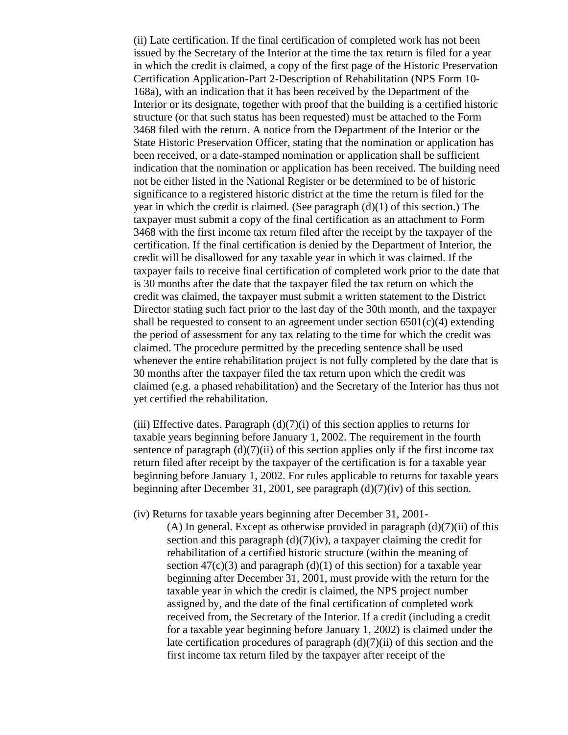(ii) Late certification. If the final certification of completed work has not been issued by the Secretary of the Interior at the time the tax return is filed for a year in which the credit is claimed, a copy of the first page of the Historic Preservation Certification Application-Part 2-Description of Rehabilitation (NPS Form 10-168a), with an indication that it has been received by the Department of the Interior or its designate, together with proof that the building is a certified historic structure (or that such status has been requested) must be attached to the Form 3468 filed with the return. A notice from the Department of the Interior or the State Historic Preservation Officer, stating that the nomination or application has been received, or a date-stamped nomination or application shall be sufficient indication that the nomination or application has been received. The building need not be either listed in the National Register or be determined to be of historic significance to a registered historic district at the time the return is filed for the year in which the credit is claimed. (See paragraph (d)(1) of this section.) The taxpayer must submit a copy of the final certification as an attachment to Form 3468 with the first income tax return filed after the receipt by the taxpayer of the certification. If the final certification is denied by the Department of Interior, the credit will be disallowed for any taxable year in which it was claimed. If the taxpayer fails to receive final certification of completed work prior to the date that is 30 months after the date that the taxpayer filed the tax return on which the credit was claimed, the taxpayer must submit a written statement to the District Director stating such fact prior to the last day of the 30th month, and the taxpayer shall be requested to consent to an agreement under section 6501(c)(4) extending the period of assessment for any tax relating to the time for which the credit was claimed. The procedure permitted by the preceding sentence shall be used whenever the entire rehabilitation project is not fully completed by the date that is 30 months after the taxpayer filed the tax return upon which the credit was claimed (e.g. a phased rehabilitation) and the Secretary of the Interior has thus not yet certified the rehabilitation.

(iii) Effective dates. Paragraph (d)(7)(i) of this section applies to returns for taxable years beginning before January 1, 2002. The requirement in the fourth sentence of paragraph (d)(7)(ii) of this section applies only if the first income tax return filed after receipt by the taxpayer of the certification is for a taxable year beginning before January 1, 2002. For rules applicable to returns for taxable years beginning after December 31, 2001, see paragraph (d)(7)(iv) of this section.

(iv) Returns for taxable years beginning after December 31, 2001-

(A) In general. Except as otherwise provided in paragraph (d)(7)(ii) of this section and this paragraph (d)(7)(iv), a taxpayer claiming the credit for rehabilitation of a certified historic structure (within the meaning of section 47(c)(3) and paragraph (d)(1) of this section) for a taxable year beginning after December 31, 2001, must provide with the return for the taxable year in which the credit is claimed, the NPS project number assigned by, and the date of the final certification of completed work received from, the Secretary of the Interior. If a credit (including a credit for a taxable year beginning before January 1, 2002) is claimed under the late certification procedures of paragraph (d)(7)(ii) of this section and the first income tax return filed by the taxpayer after receipt of the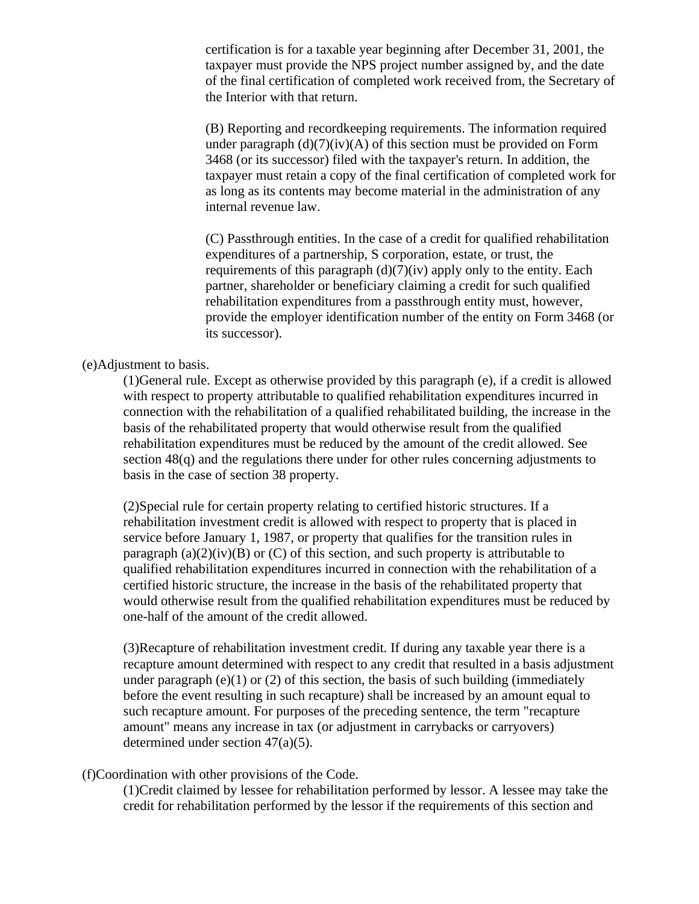certification is for a taxable year beginning after December 31, 2001, the taxpayer must provide the NPS project number assigned by, and the date of the final certification of completed work received from, the Secretary of the Interior with that return.

(B) Reporting and recordkeeping requirements. The information required under paragraph (d)(7)(iv)(A) of this section must be provided on Form 3468 (or its successor) filed with the taxpayer's return. In addition, the taxpayer must retain a copy of the final certification of completed work for as long as its contents may become material in the administration of any internal revenue law.

(C) Passthrough entities. In the case of a credit for qualified rehabilitation expenditures of a partnership, S corporation, estate, or trust, the requirements of this paragraph (d)(7)(iv) apply only to the entity. Each partner, shareholder or beneficiary claiming a credit for such qualified rehabilitation expenditures from a passthrough entity must, however, provide the employer identification number of the entity on Form 3468 (or its successor).

(e)Adjustment to basis.

(1)General rule. Except as otherwise provided by this paragraph (e), if a credit is allowed with respect to property attributable to qualified rehabilitation expenditures incurred in connection with the rehabilitation of a qualified rehabilitated building, the increase in the basis of the rehabilitated property that would otherwise result from the qualified rehabilitation expenditures must be reduced by the amount of the credit allowed. See section 48(q) and the regulations there under for other rules concerning adjustments to basis in the case of section 38 property.

(2)Special rule for certain property relating to certified historic structures. If a rehabilitation investment credit is allowed with respect to property that is placed in service before January 1, 1987, or property that qualifies for the transition rules in paragraph (a)(2)(iv)(B) or (C) of this section, and such property is attributable to qualified rehabilitation expenditures incurred in connection with the rehabilitation of a certified historic structure, the increase in the basis of the rehabilitated property that would otherwise result from the qualified rehabilitation expenditures must be reduced by one-half of the amount of the credit allowed.

(3)Recapture of rehabilitation investment credit. If during any taxable year there is a recapture amount determined with respect to any credit that resulted in a basis adjustment under paragraph (e)(1) or (2) of this section, the basis of such building (immediately before the event resulting in such recapture) shall be increased by an amount equal to such recapture amount. For purposes of the preceding sentence, the term "recapture amount" means any increase in tax (or adjustment in carrybacks or carryovers) determined under section 47(a)(5).

(f)Coordination with other provisions of the Code.

(1)Credit claimed by lessee for rehabilitation performed by lessor. A lessee may take the credit for rehabilitation performed by the lessor if the requirements of this section and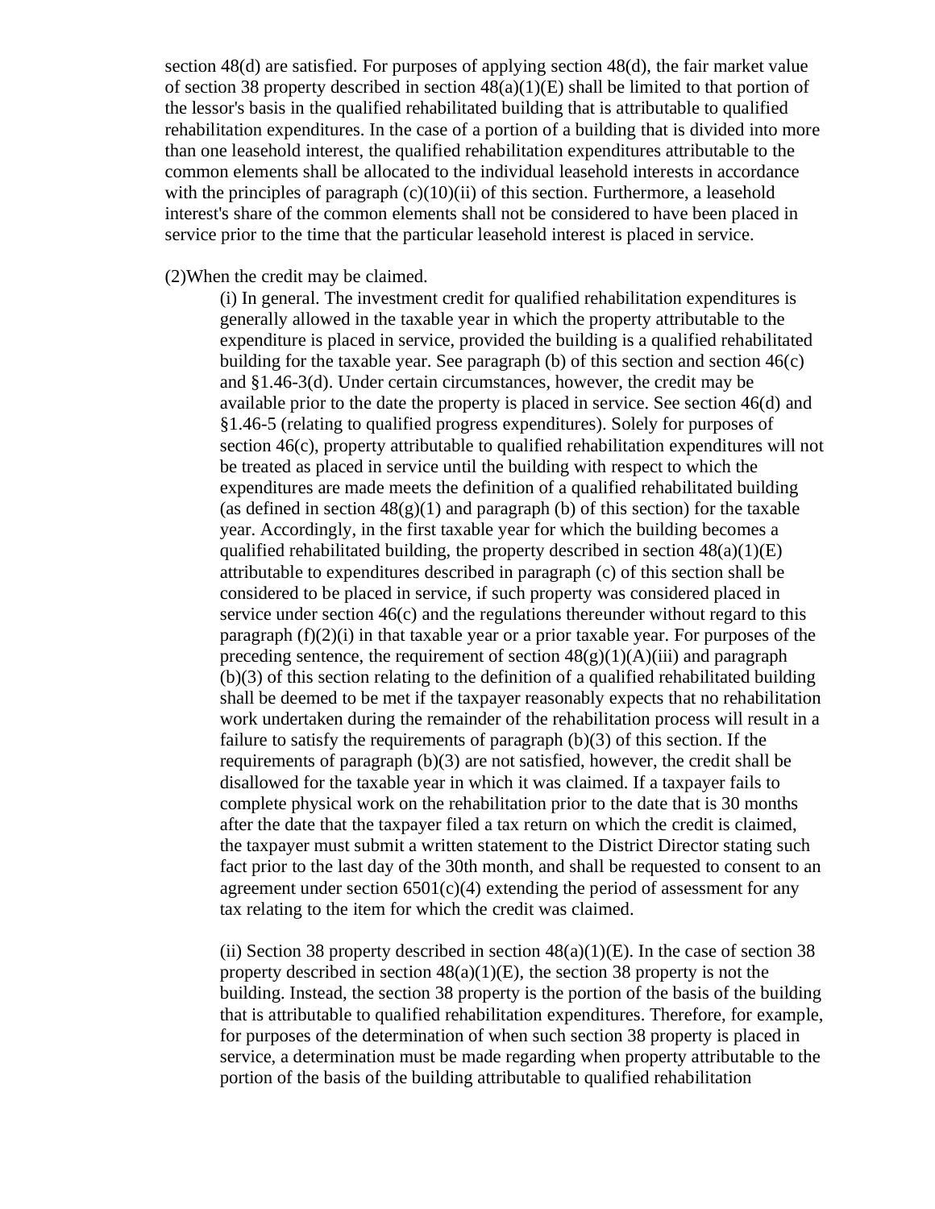section 48(d) are satisfied. For purposes of applying section 48(d), the fair market value of section 38 property described in section 48(a)(1)(E) shall be limited to that portion of the lessor's basis in the qualified rehabilitated building that is attributable to qualified rehabilitation expenditures. In the case of a portion of a building that is divided into more than one leasehold interest, the qualified rehabilitation expenditures attributable to the common elements shall be allocated to the individual leasehold interests in accordance with the principles of paragraph (c)(10)(ii) of this section. Furthermore, a leasehold interest's share of the common elements shall not be considered to have been placed in service prior to the time that the particular leasehold interest is placed in service.

(2)When the credit may be claimed.

(i) In general. The investment credit for qualified rehabilitation expenditures is generally allowed in the taxable year in which the property attributable to the expenditure is placed in service, provided the building is a qualified rehabilitated building for the taxable year. See paragraph (b) of this section and section 46(c) and §1.46-3(d). Under certain circumstances, however, the credit may be available prior to the date the property is placed in service. See section 46(d) and §1.46-5 (relating to qualified progress expenditures). Solely for purposes of section 46(c), property attributable to qualified rehabilitation expenditures will not be treated as placed in service until the building with respect to which the expenditures are made meets the definition of a qualified rehabilitated building (as defined in section 48(g)(1) and paragraph (b) of this section) for the taxable year. Accordingly, in the first taxable year for which the building becomes a qualified rehabilitated building, the property described in section 48(a)(1)(E) attributable to expenditures described in paragraph (c) of this section shall be considered to be placed in service, if such property was considered placed in service under section 46(c) and the regulations thereunder without regard to this paragraph (f)(2)(i) in that taxable year or a prior taxable year. For purposes of the preceding sentence, the requirement of section 48(g)(1)(A)(iii) and paragraph (b)(3) of this section relating to the definition of a qualified rehabilitated building shall be deemed to be met if the taxpayer reasonably expects that no rehabilitation work undertaken during the remainder of the rehabilitation process will result in a failure to satisfy the requirements of paragraph (b)(3) of this section. If the requirements of paragraph (b)(3) are not satisfied, however, the credit shall be disallowed for the taxable year in which it was claimed. If a taxpayer fails to complete physical work on the rehabilitation prior to the date that is 30 months after the date that the taxpayer filed a tax return on which the credit is claimed, the taxpayer must submit a written statement to the District Director stating such fact prior to the last day of the 30th month, and shall be requested to consent to an agreement under section 6501(c)(4) extending the period of assessment for any tax relating to the item for which the credit was claimed.

(ii) Section 38 property described in section 48(a)(1)(E). In the case of section 38 property described in section 48(a)(1)(E), the section 38 property is not the building. Instead, the section 38 property is the portion of the basis of the building that is attributable to qualified rehabilitation expenditures. Therefore, for example, for purposes of the determination of when such section 38 property is placed in service, a determination must be made regarding when property attributable to the portion of the basis of the building attributable to qualified rehabilitation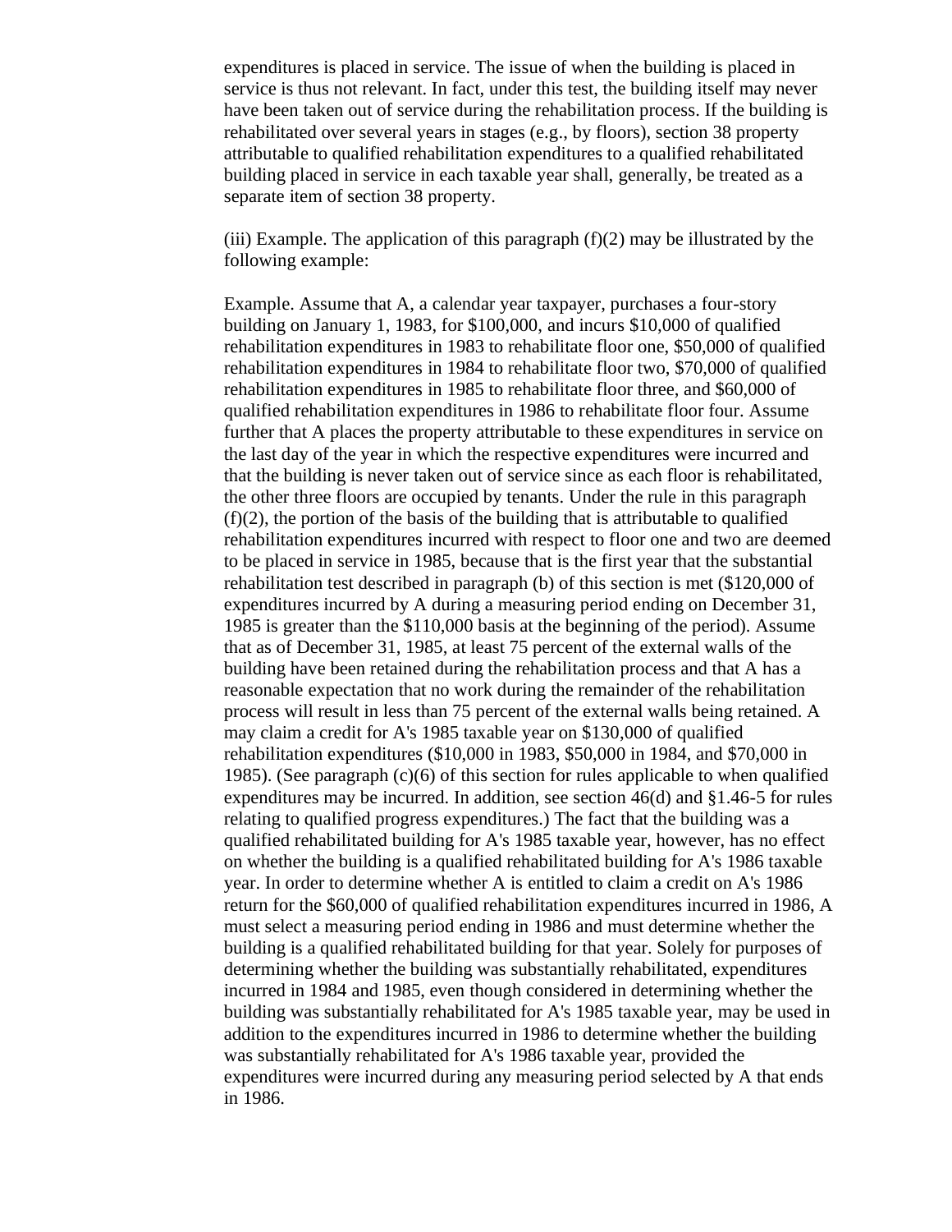expenditures is placed in service. The issue of when the building is placed in service is thus not relevant. In fact, under this test, the building itself may never have been taken out of service during the rehabilitation process. If the building is rehabilitated over several years in stages (e.g., by floors), section 38 property attributable to qualified rehabilitation expenditures to a qualified rehabilitated building placed in service in each taxable year shall, generally, be treated as a separate item of section 38 property.

(iii) Example. The application of this paragraph (f)(2) may be illustrated by the following example:

Example. Assume that A, a calendar year taxpayer, purchases a four-story building on January 1, 1983, for $100,000, and incurs $10,000 of qualified rehabilitation expenditures in 1983 to rehabilitate floor one, $50,000 of qualified rehabilitation expenditures in 1984 to rehabilitate floor two, $70,000 of qualified rehabilitation expenditures in 1985 to rehabilitate floor three, and $60,000 of qualified rehabilitation expenditures in 1986 to rehabilitate floor four. Assume further that A places the property attributable to these expenditures in service on the last day of the year in which the respective expenditures were incurred and that the building is never taken out of service since as each floor is rehabilitated, the other three floors are occupied by tenants. Under the rule in this paragraph (f)(2), the portion of the basis of the building that is attributable to qualified rehabilitation expenditures incurred with respect to floor one and two are deemed to be placed in service in 1985, because that is the first year that the substantial rehabilitation test described in paragraph (b) of this section is met ($120,000 of expenditures incurred by A during a measuring period ending on December 31, 1985 is greater than the $110,000 basis at the beginning of the period). Assume that as of December 31, 1985, at least 75 percent of the external walls of the building have been retained during the rehabilitation process and that A has a reasonable expectation that no work during the remainder of the rehabilitation process will result in less than 75 percent of the external walls being retained. A may claim a credit for A's 1985 taxable year on $130,000 of qualified rehabilitation expenditures ($10,000 in 1983, $50,000 in 1984, and $70,000 in 1985). (See paragraph (c)(6) of this section for rules applicable to when qualified expenditures may be incurred. In addition, see section 46(d) and §1.46-5 for rules relating to qualified progress expenditures.) The fact that the building was a qualified rehabilitated building for A's 1985 taxable year, however, has no effect on whether the building is a qualified rehabilitated building for A's 1986 taxable year. In order to determine whether A is entitled to claim a credit on A's 1986 return for the $60,000 of qualified rehabilitation expenditures incurred in 1986, A must select a measuring period ending in 1986 and must determine whether the building is a qualified rehabilitated building for that year. Solely for purposes of determining whether the building was substantially rehabilitated, expenditures incurred in 1984 and 1985, even though considered in determining whether the building was substantially rehabilitated for A's 1985 taxable year, may be used in addition to the expenditures incurred in 1986 to determine whether the building was substantially rehabilitated for A's 1986 taxable year, provided the expenditures were incurred during any measuring period selected by A that ends in 1986.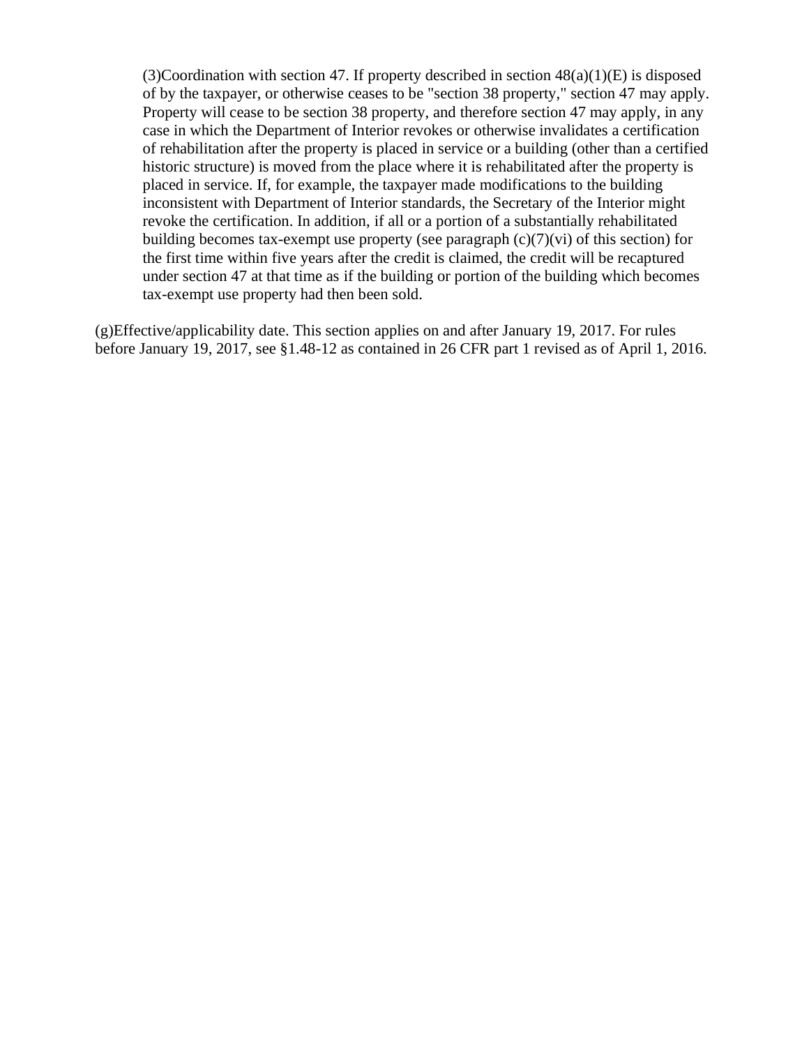(3)Coordination with section 47. If property described in section 48(a)(1)(E) is disposed of by the taxpayer, or otherwise ceases to be "section 38 property," section 47 may apply. Property will cease to be section 38 property, and therefore section 47 may apply, in any case in which the Department of Interior revokes or otherwise invalidates a certification of rehabilitation after the property is placed in service or a building (other than a certified historic structure) is moved from the place where it is rehabilitated after the property is placed in service. If, for example, the taxpayer made modifications to the building inconsistent with Department of Interior standards, the Secretary of the Interior might revoke the certification. In addition, if all or a portion of a substantially rehabilitated building becomes tax-exempt use property (see paragraph (c)(7)(vi) of this section) for the first time within five years after the credit is claimed, the credit will be recaptured under section 47 at that time as if the building or portion of the building which becomes tax-exempt use property had then been sold.

(g)Effective/applicability date. This section applies on and after January 19, 2017. For rules before January 19, 2017, see §1.48-12 as contained in 26 CFR part 1 revised as of April 1, 2016.